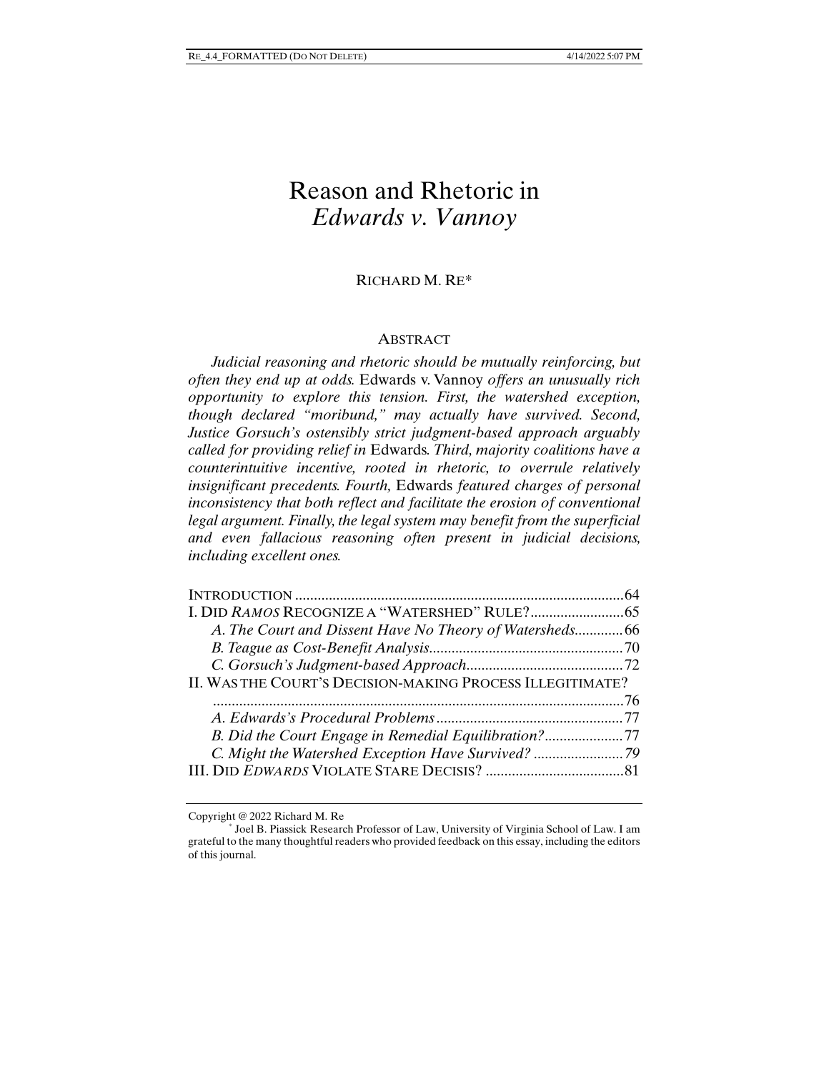# Reason and Rhetoric in *Edwards v. Vannoy*

RICHARD M. RE*

## ABSTRACT

*Judicial reasoning and rhetoric should be mutually reinforcing, but often they end up at odds.* Edwards v. Vannoy *offers an unusually rich opportunity to explore this tension. First, the watershed exception, though declared "moribund," may actually have survived. Second, Justice Gorsuch's ostensibly strict judgment-based approach arguably called for providing relief in* Edwards*. Third, majority coalitions have a counterintuitive incentive, rooted in rhetoric, to overrule relatively insignificant precedents. Fourth,* Edwards *featured charges of personal inconsistency that both reflect and facilitate the erosion of conventional legal argument. Finally, the legal system may benefit from the superficial and even fallacious reasoning often present in judicial decisions, including excellent ones.*

| | |
|---|---|
| INTRODUCTION | 64 |
| I. DID *RAMOS* RECOGNIZE A "WATERSHED" RULE? | 65 |
| *A. The Court and Dissent Have No Theory of Watersheds* | 66 |
| *B.* Teague *as Cost-Benefit Analysis* | 70 |
| *C. Gorsuch's Judgment-based Approach* | 72 |
| II. WAS THE COURT'S DECISION-MAKING PROCESS ILLEGITIMATE? | 76 |
| *A. Edwards's Procedural Problems* | 77 |
| *B. Did the Court Engage in Remedial Equilibration?* | 77 |
| *C. Might the Watershed Exception Have Survived?* | 79 |
| III. DID *EDWARDS* VIOLATE STARE DECISIS? | 81 |

Copyright @ 2022 Richard M. Re

\* Joel B. Piassick Research Professor of Law, University of Virginia School of Law. I am grateful to the many thoughtful readers who provided feedback on this essay, including the editors of this journal.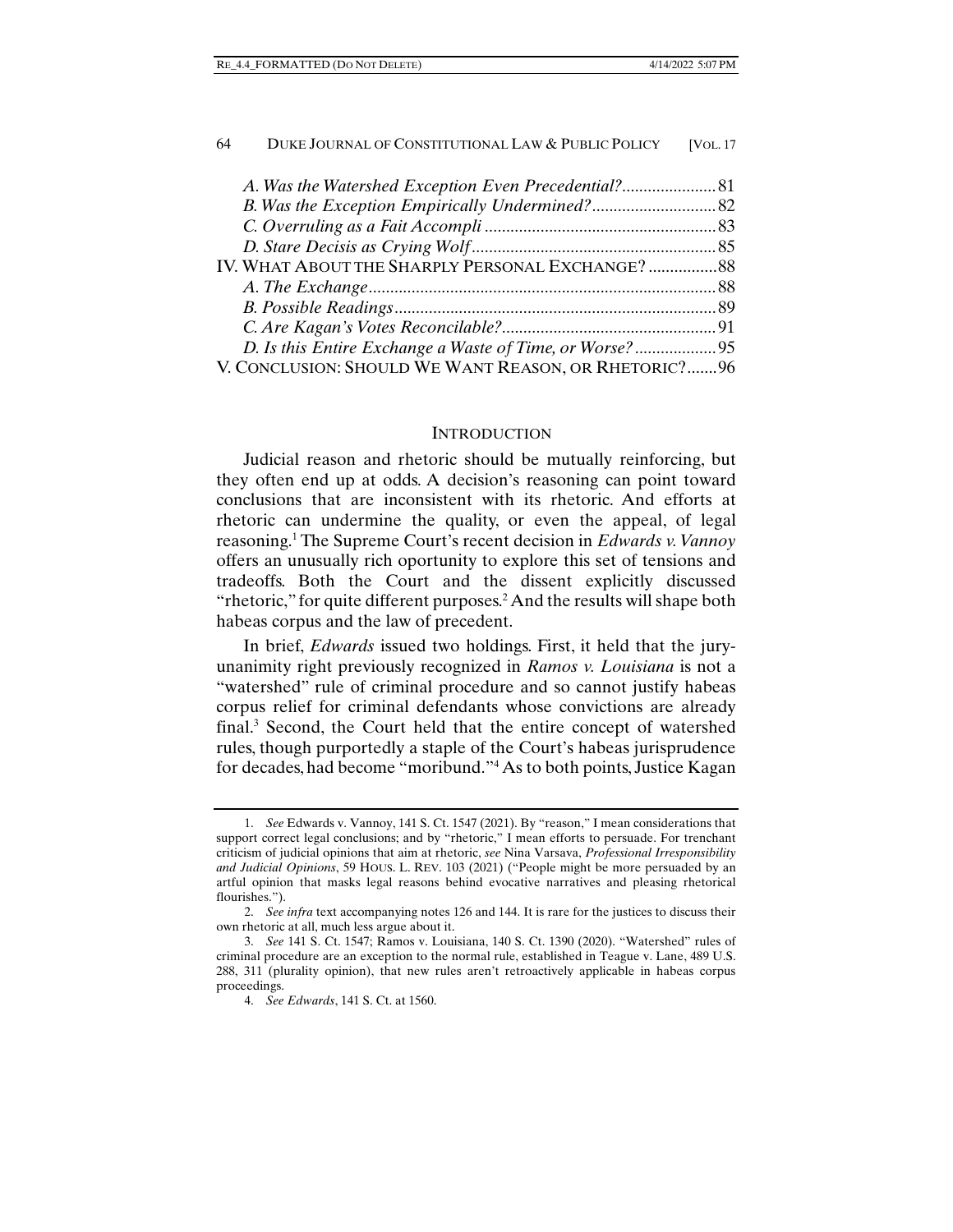A. *Was the Watershed Exception Even Precedential?* ..................... 81
B. *Was the Exception Empirically Undermined?* ............................ 82
C. *Overruling as a Fait Accompli* ..................................................... 83
D. *Stare Decisis as Crying Wolf* ........................................................ 85
IV. WHAT ABOUT THE SHARPLY PERSONAL EXCHANGE? ................ 88
A. *The Exchange* ................................................................................ 88
B. *Possible Readings* .......................................................................... 89
C. *Are Kagan's Votes Reconcilable?* ................................................. 91
D. *Is this Entire Exchange a Waste of Time, or Worse?* .................. 95
V. CONCLUSION: SHOULD WE WANT REASON, OR RHETORIC? ....... 96

## INTRODUCTION

Judicial reason and rhetoric should be mutually reinforcing, but they often end up at odds. A decision's reasoning can point toward conclusions that are inconsistent with its rhetoric. And efforts at rhetoric can undermine the quality, or even the appeal, of legal reasoning.[1] The Supreme Court's recent decision in *Edwards v. Vannoy* offers an unusually rich oportunity to explore this set of tensions and tradeoffs. Both the Court and the dissent explicitly discussed "rhetoric," for quite different purposes.[2] And the results will shape both habeas corpus and the law of precedent.

In brief, *Edwards* issued two holdings. First, it held that the jury-unanimity right previously recognized in *Ramos v. Louisiana* is not a "watershed" rule of criminal procedure and so cannot justify habeas corpus relief for criminal defendants whose convictions are already final.[3] Second, the Court held that the entire concept of watershed rules, though purportedly a staple of the Court's habeas jurisprudence for decades, had become "moribund."[4] As to both points, Justice Kagan

1. *See* Edwards v. Vannoy, 141 S. Ct. 1547 (2021). By "reason," I mean considerations that support correct legal conclusions; and by "rhetoric," I mean efforts to persuade. For trenchant criticism of judicial opinions that aim at rhetoric, *see* Nina Varsava, *Professional Irresponsibility and Judicial Opinions*, 59 HOUS. L. REV. 103 (2021) ("People might be more persuaded by an artful opinion that masks legal reasons behind evocative narratives and pleasing rhetorical flourishes.").

2. *See infra* text accompanying notes 126 and 144. It is rare for the justices to discuss their own rhetoric at all, much less argue about it.

3. *See* 141 S. Ct. 1547; Ramos v. Louisiana, 140 S. Ct. 1390 (2020). "Watershed" rules of criminal procedure are an exception to the normal rule, established in Teague v. Lane, 489 U.S. 288, 311 (plurality opinion), that new rules aren't retroactively applicable in habeas corpus proceedings.

4. *See Edwards*, 141 S. Ct. at 1560.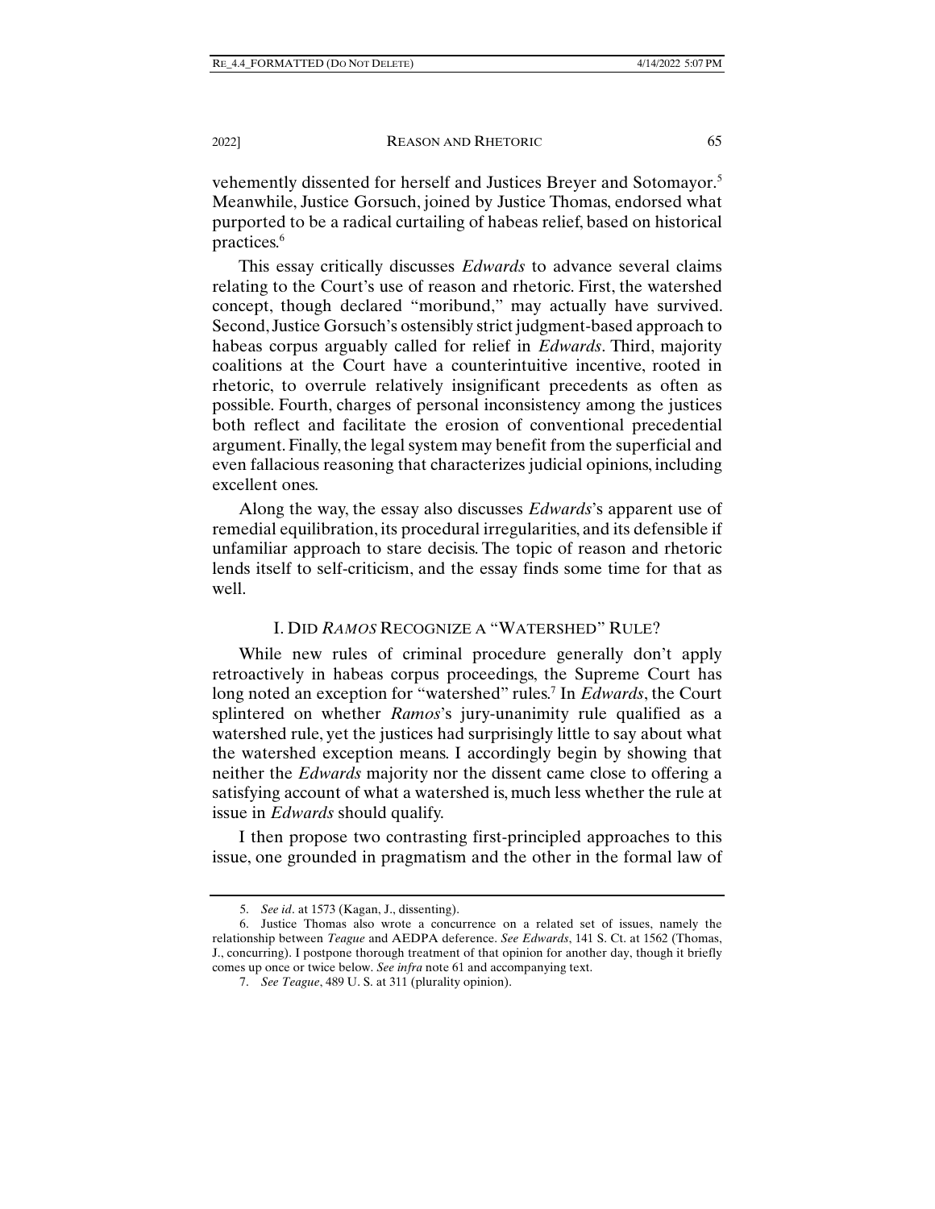vehemently dissented for herself and Justices Breyer and Sotomayor.[5] Meanwhile, Justice Gorsuch, joined by Justice Thomas, endorsed what purported to be a radical curtailing of habeas relief, based on historical practices.[6]

This essay critically discusses *Edwards* to advance several claims relating to the Court's use of reason and rhetoric. First, the watershed concept, though declared "moribund," may actually have survived. Second, Justice Gorsuch's ostensibly strict judgment-based approach to habeas corpus arguably called for relief in *Edwards*. Third, majority coalitions at the Court have a counterintuitive incentive, rooted in rhetoric, to overrule relatively insignificant precedents as often as possible. Fourth, charges of personal inconsistency among the justices both reflect and facilitate the erosion of conventional precedential argument. Finally, the legal system may benefit from the superficial and even fallacious reasoning that characterizes judicial opinions, including excellent ones.

Along the way, the essay also discusses *Edwards*'s apparent use of remedial equilibration, its procedural irregularities, and its defensible if unfamiliar approach to stare decisis. The topic of reason and rhetoric lends itself to self-criticism, and the essay finds some time for that as well.

## I. DID *RAMOS* RECOGNIZE A "WATERSHED" RULE?

While new rules of criminal procedure generally don't apply retroactively in habeas corpus proceedings, the Supreme Court has long noted an exception for "watershed" rules.[7] In *Edwards*, the Court splintered on whether *Ramos*'s jury-unanimity rule qualified as a watershed rule, yet the justices had surprisingly little to say about what the watershed exception means. I accordingly begin by showing that neither the *Edwards* majority nor the dissent came close to offering a satisfying account of what a watershed is, much less whether the rule at issue in *Edwards* should qualify.

I then propose two contrasting first-principled approaches to this issue, one grounded in pragmatism and the other in the formal law of

---

5. *See id*. at 1573 (Kagan, J., dissenting).

6. Justice Thomas also wrote a concurrence on a related set of issues, namely the relationship between *Teague* and AEDPA deference. *See Edwards*, 141 S. Ct. at 1562 (Thomas, J., concurring). I postpone thorough treatment of that opinion for another day, though it briefly comes up once or twice below. *See infra* note 61 and accompanying text.

7. *See Teague*, 489 U. S. at 311 (plurality opinion).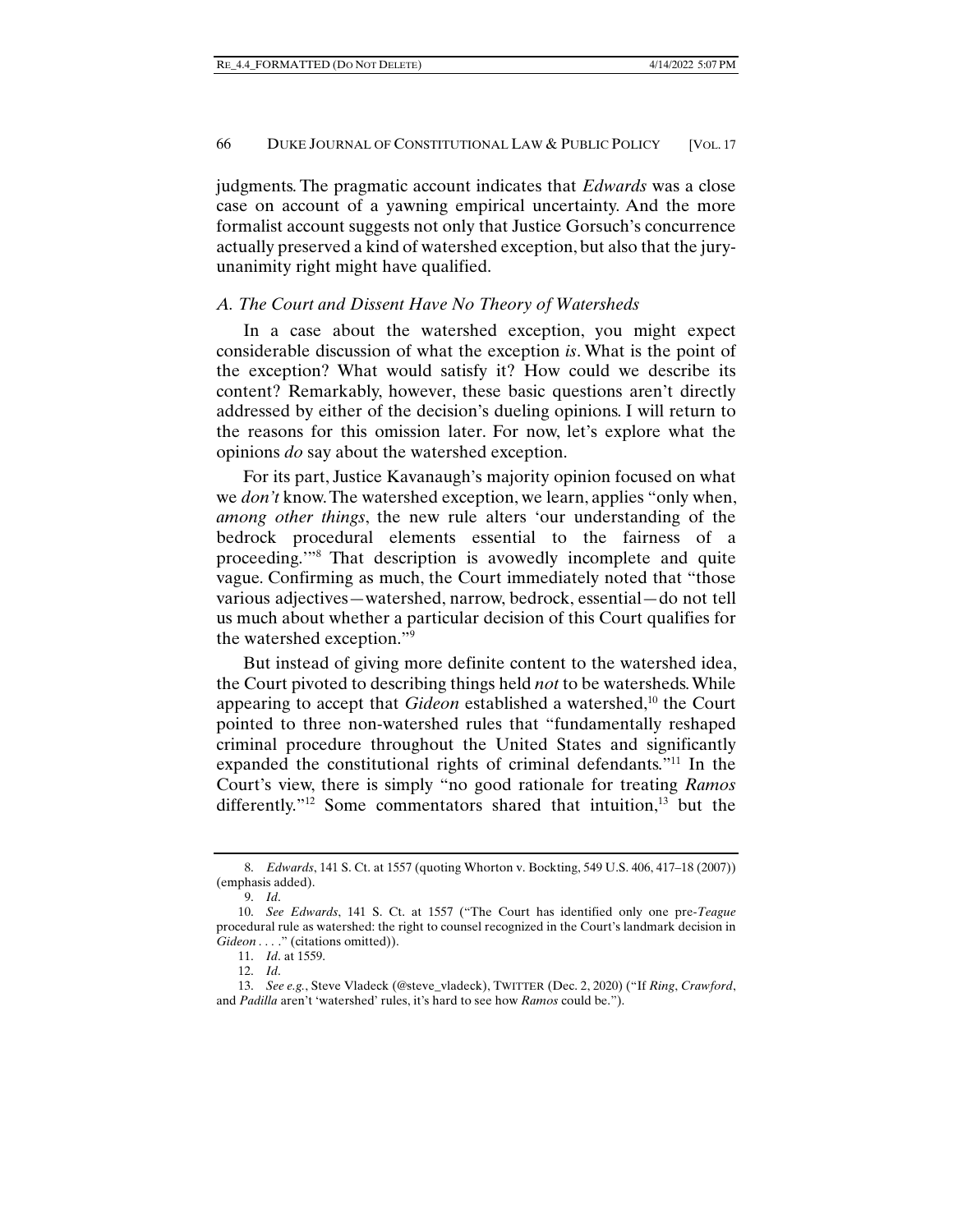judgments. The pragmatic account indicates that *Edwards* was a close case on account of a yawning empirical uncertainty. And the more formalist account suggests not only that Justice Gorsuch's concurrence actually preserved a kind of watershed exception, but also that the jury-unanimity right might have qualified.

### *A. The Court and Dissent Have No Theory of Watersheds*

In a case about the watershed exception, you might expect considerable discussion of what the exception *is*. What is the point of the exception? What would satisfy it? How could we describe its content? Remarkably, however, these basic questions aren't directly addressed by either of the decision's dueling opinions. I will return to the reasons for this omission later. For now, let's explore what the opinions *do* say about the watershed exception.

For its part, Justice Kavanaugh's majority opinion focused on what we *don't* know. The watershed exception, we learn, applies "only when, *among other things*, the new rule alters 'our understanding of the bedrock procedural elements essential to the fairness of a proceeding.'"[8] That description is avowedly incomplete and quite vague. Confirming as much, the Court immediately noted that "those various adjectives—watershed, narrow, bedrock, essential—do not tell us much about whether a particular decision of this Court qualifies for the watershed exception."[9]

But instead of giving more definite content to the watershed idea, the Court pivoted to describing things held *not* to be watersheds. While appearing to accept that *Gideon* established a watershed,[10] the Court pointed to three non-watershed rules that "fundamentally reshaped criminal procedure throughout the United States and significantly expanded the constitutional rights of criminal defendants."[11] In the Court's view, there is simply "no good rationale for treating *Ramos* differently."[12] Some commentators shared that intuition,[13] but the

---

8. *Edwards*, 141 S. Ct. at 1557 (quoting Whorton v. Bockting, 549 U.S. 406, 417–18 (2007)) (emphasis added).

9. *Id*.

10. *See Edwards*, 141 S. Ct. at 1557 ("The Court has identified only one pre-*Teague* procedural rule as watershed: the right to counsel recognized in the Court's landmark decision in *Gideon* . . . ." (citations omitted)).

11. *Id*. at 1559.

12. *Id*.

13. *See e.g.*, Steve Vladeck (@steve_vladeck), TWITTER (Dec. 2, 2020) ("If *Ring*, *Crawford*, and *Padilla* aren't 'watershed' rules, it's hard to see how *Ramos* could be.").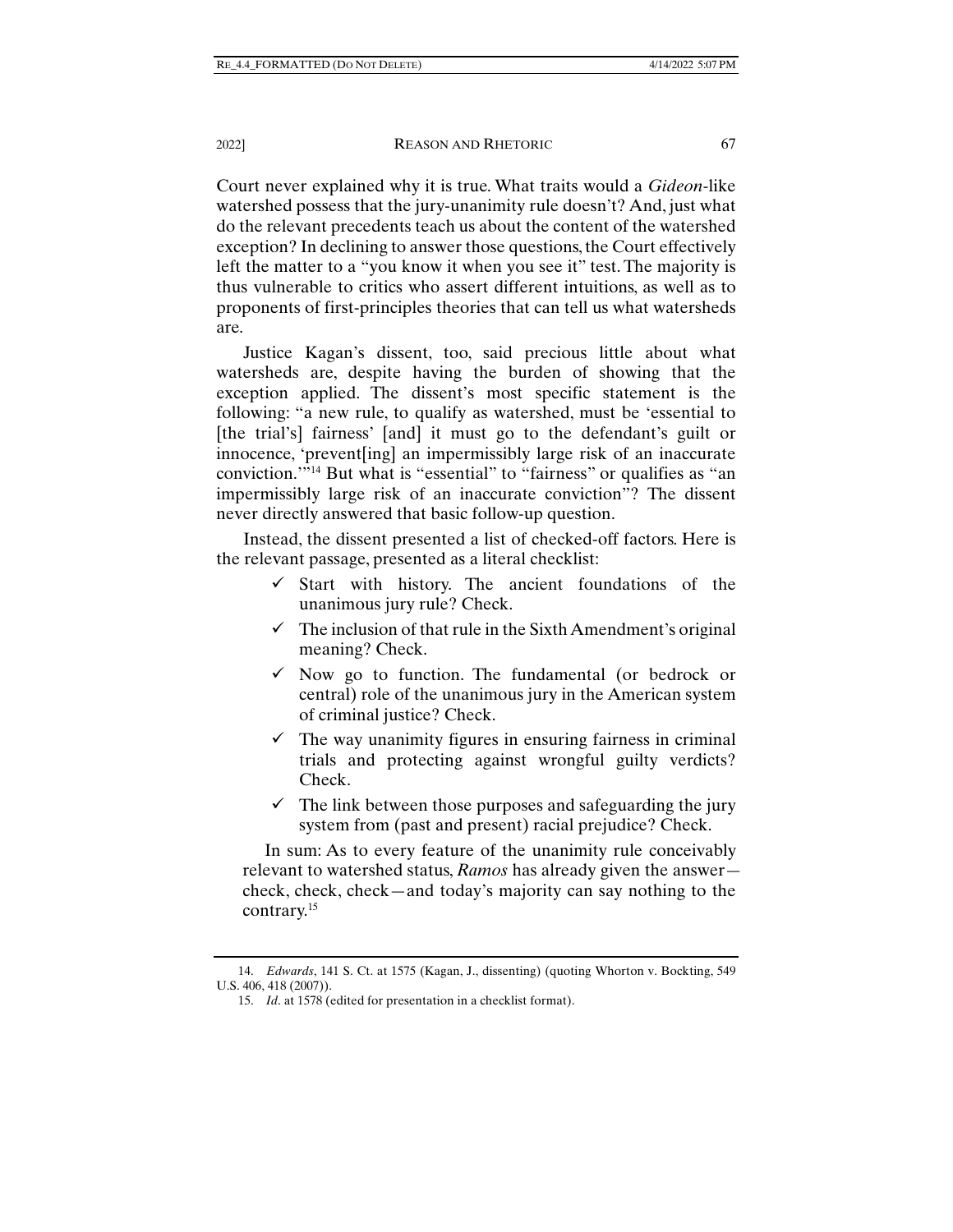Court never explained why it is true. What traits would a *Gideon*-like watershed possess that the jury-unanimity rule doesn't? And, just what do the relevant precedents teach us about the content of the watershed exception? In declining to answer those questions, the Court effectively left the matter to a "you know it when you see it" test. The majority is thus vulnerable to critics who assert different intuitions, as well as to proponents of first-principles theories that can tell us what watersheds are.

Justice Kagan's dissent, too, said precious little about what watersheds are, despite having the burden of showing that the exception applied. The dissent's most specific statement is the following: "a new rule, to qualify as watershed, must be 'essential to [the trial's] fairness' [and] it must go to the defendant's guilt or innocence, 'prevent[ing] an impermissibly large risk of an inaccurate conviction.'"[14] But what is "essential" to "fairness" or qualifies as "an impermissibly large risk of an inaccurate conviction"? The dissent never directly answered that basic follow-up question.

Instead, the dissent presented a list of checked-off factors. Here is the relevant passage, presented as a literal checklist:

> - ✓ Start with history. The ancient foundations of the unanimous jury rule? Check.
> - ✓ The inclusion of that rule in the Sixth Amendment's original meaning? Check.
> - ✓ Now go to function. The fundamental (or bedrock or central) role of the unanimous jury in the American system of criminal justice? Check.
> - ✓ The way unanimity figures in ensuring fairness in criminal trials and protecting against wrongful guilty verdicts? Check.
> - ✓ The link between those purposes and safeguarding the jury system from (past and present) racial prejudice? Check.
>
> In sum: As to every feature of the unanimity rule conceivably relevant to watershed status, *Ramos* has already given the answer—check, check, check—and today's majority can say nothing to the contrary.[15]

---

14. *Edwards*, 141 S. Ct. at 1575 (Kagan, J., dissenting) (quoting Whorton v. Bockting, 549 U.S. 406, 418 (2007)).

15. *Id*. at 1578 (edited for presentation in a checklist format).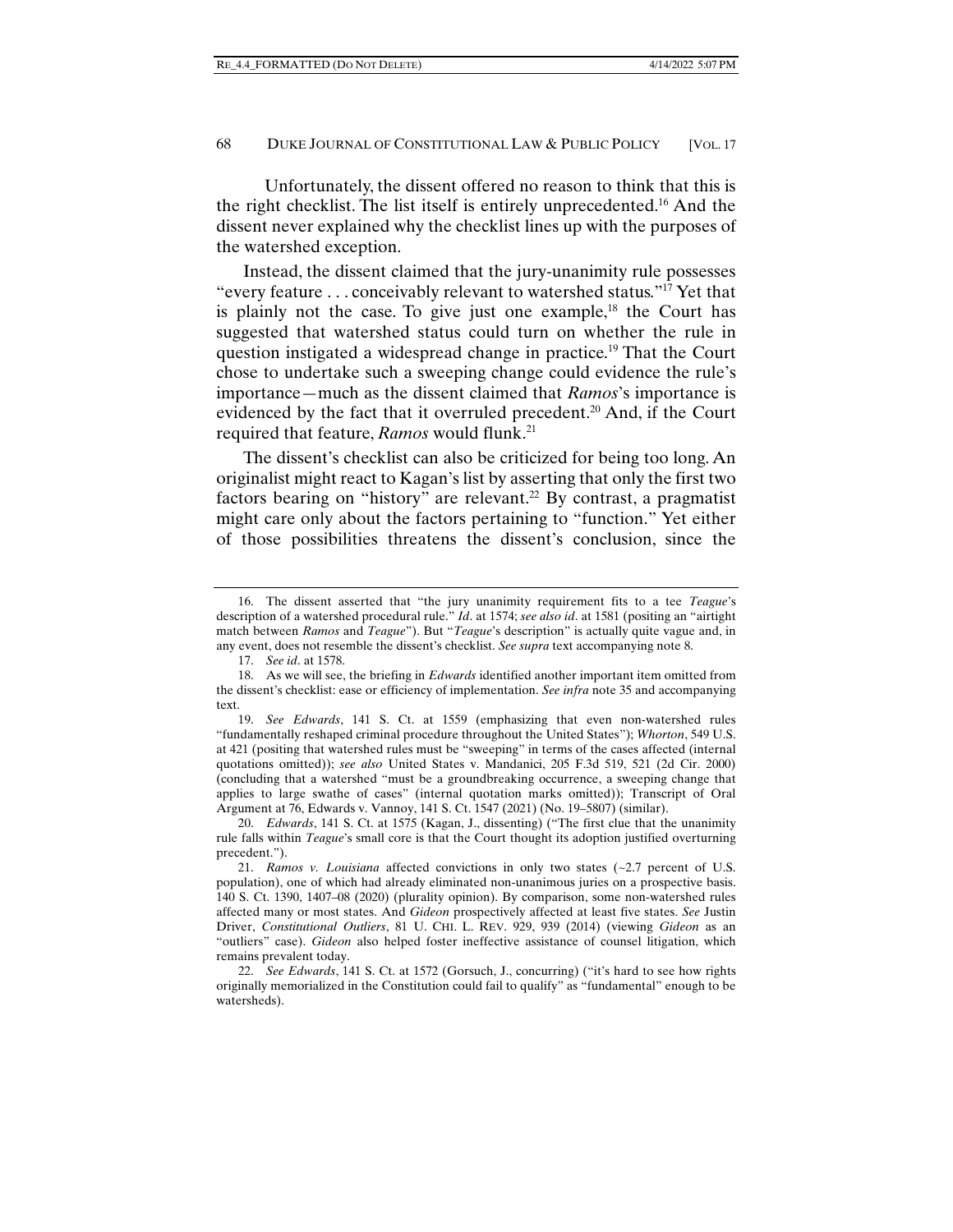Unfortunately, the dissent offered no reason to think that this is the right checklist. The list itself is entirely unprecedented.[16] And the dissent never explained why the checklist lines up with the purposes of the watershed exception.

Instead, the dissent claimed that the jury-unanimity rule possesses "every feature . . . conceivably relevant to watershed status."[17] Yet that is plainly not the case. To give just one example,[18] the Court has suggested that watershed status could turn on whether the rule in question instigated a widespread change in practice.[19] That the Court chose to undertake such a sweeping change could evidence the rule's importance—much as the dissent claimed that *Ramos*'s importance is evidenced by the fact that it overruled precedent.[20] And, if the Court required that feature, *Ramos* would flunk.[21]

The dissent's checklist can also be criticized for being too long. An originalist might react to Kagan's list by asserting that only the first two factors bearing on "history" are relevant.[22] By contrast, a pragmatist might care only about the factors pertaining to "function." Yet either of those possibilities threatens the dissent's conclusion, since the

---

16. The dissent asserted that "the jury unanimity requirement fits to a tee *Teague*'s description of a watershed procedural rule." *Id*. at 1574; *see also id*. at 1581 (positing an "airtight match between *Ramos* and *Teague*"). But "*Teague*'s description" is actually quite vague and, in any event, does not resemble the dissent's checklist. *See supra* text accompanying note 8.

17. *See id*. at 1578.

18. As we will see, the briefing in *Edwards* identified another important item omitted from the dissent's checklist: ease or efficiency of implementation. *See infra* note 35 and accompanying text.

19. *See Edwards*, 141 S. Ct. at 1559 (emphasizing that even non-watershed rules "fundamentally reshaped criminal procedure throughout the United States"); *Whorton*, 549 U.S. at 421 (positing that watershed rules must be "sweeping" in terms of the cases affected (internal quotations omitted)); *see also* United States v. Mandanici, 205 F.3d 519, 521 (2d Cir. 2000) (concluding that a watershed "must be a groundbreaking occurrence, a sweeping change that applies to large swathe of cases" (internal quotation marks omitted)); Transcript of Oral Argument at 76, Edwards v. Vannoy, 141 S. Ct. 1547 (2021) (No. 19–5807) (similar).

20. *Edwards*, 141 S. Ct. at 1575 (Kagan, J., dissenting) ("The first clue that the unanimity rule falls within *Teague*'s small core is that the Court thought its adoption justified overturning precedent.").

21. *Ramos v. Louisiana* affected convictions in only two states (~2.7 percent of U.S. population), one of which had already eliminated non-unanimous juries on a prospective basis. 140 S. Ct. 1390, 1407–08 (2020) (plurality opinion). By comparison, some non-watershed rules affected many or most states. And *Gideon* prospectively affected at least five states. *See* Justin Driver, *Constitutional Outliers*, 81 U. CHI. L. REV. 929, 939 (2014) (viewing *Gideon* as an "outliers" case). *Gideon* also helped foster ineffective assistance of counsel litigation, which remains prevalent today.

22. *See Edwards*, 141 S. Ct. at 1572 (Gorsuch, J., concurring) ("it's hard to see how rights originally memorialized in the Constitution could fail to qualify" as "fundamental" enough to be watersheds).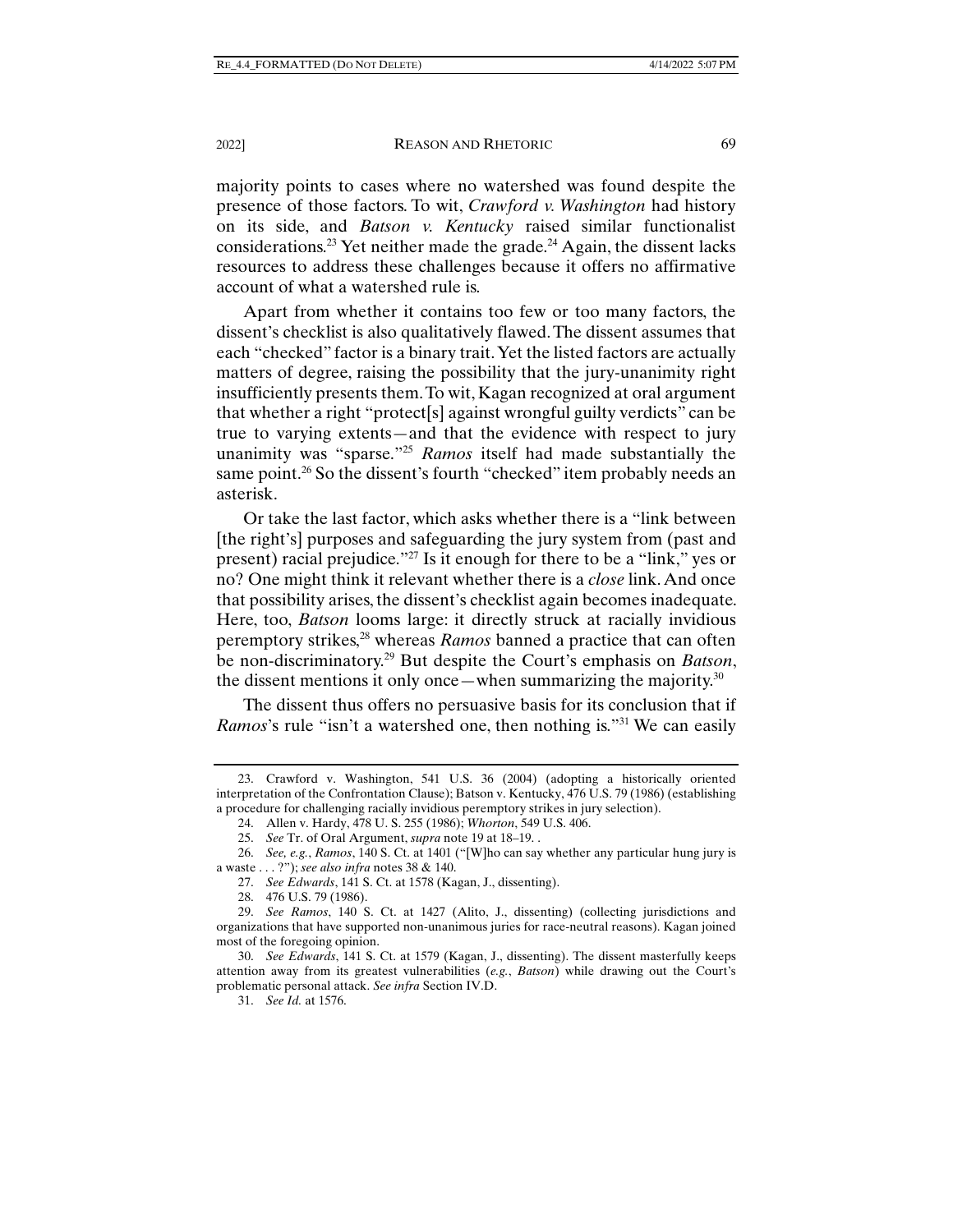majority points to cases where no watershed was found despite the presence of those factors. To wit, *Crawford v. Washington* had history on its side, and *Batson v. Kentucky* raised similar functionalist considerations.[23] Yet neither made the grade.[24] Again, the dissent lacks resources to address these challenges because it offers no affirmative account of what a watershed rule is.

Apart from whether it contains too few or too many factors, the dissent's checklist is also qualitatively flawed. The dissent assumes that each "checked" factor is a binary trait. Yet the listed factors are actually matters of degree, raising the possibility that the jury-unanimity right insufficiently presents them. To wit, Kagan recognized at oral argument that whether a right "protect[s] against wrongful guilty verdicts" can be true to varying extents—and that the evidence with respect to jury unanimity was "sparse."[25] *Ramos* itself had made substantially the same point.[26] So the dissent's fourth "checked" item probably needs an asterisk.

Or take the last factor, which asks whether there is a "link between [the right's] purposes and safeguarding the jury system from (past and present) racial prejudice."[27] Is it enough for there to be a "link," yes or no? One might think it relevant whether there is a *close* link. And once that possibility arises, the dissent's checklist again becomes inadequate. Here, too, *Batson* looms large: it directly struck at racially invidious peremptory strikes,[28] whereas *Ramos* banned a practice that can often be non-discriminatory.[29] But despite the Court's emphasis on *Batson*, the dissent mentions it only once—when summarizing the majority.[30]

The dissent thus offers no persuasive basis for its conclusion that if *Ramos*'s rule "isn't a watershed one, then nothing is."[31] We can easily

---

23. Crawford v. Washington, 541 U.S. 36 (2004) (adopting a historically oriented interpretation of the Confrontation Clause); Batson v. Kentucky, 476 U.S. 79 (1986) (establishing a procedure for challenging racially invidious peremptory strikes in jury selection).

24. Allen v. Hardy, 478 U. S. 255 (1986); *Whorton*, 549 U.S. 406.

25. *See* Tr. of Oral Argument, *supra* note 19 at 18–19. .

26. *See, e.g.*, *Ramos*, 140 S. Ct. at 1401 ("[W]ho can say whether any particular hung jury is a waste . . . ?"); *see also infra* notes 38 & 140.

27. *See Edwards*, 141 S. Ct. at 1578 (Kagan, J., dissenting).

28. 476 U.S. 79 (1986).

29. *See Ramos*, 140 S. Ct. at 1427 (Alito, J., dissenting) (collecting jurisdictions and organizations that have supported non-unanimous juries for race-neutral reasons). Kagan joined most of the foregoing opinion.

30. *See Edwards*, 141 S. Ct. at 1579 (Kagan, J., dissenting). The dissent masterfully keeps attention away from its greatest vulnerabilities (*e.g.*, *Batson*) while drawing out the Court's problematic personal attack. *See infra* Section IV.D.

31. *See Id.* at 1576.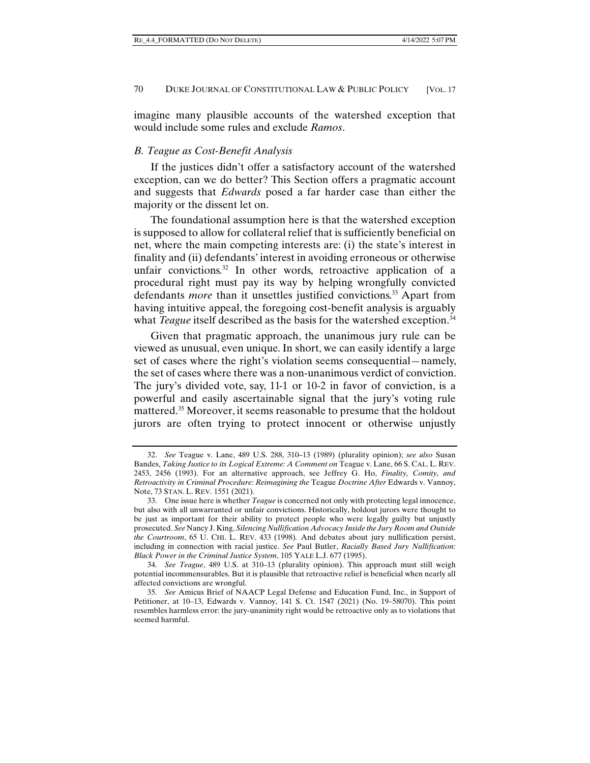imagine many plausible accounts of the watershed exception that would include some rules and exclude *Ramos*.

### *B. Teague as Cost-Benefit Analysis*

If the justices didn't offer a satisfactory account of the watershed exception, can we do better? This Section offers a pragmatic account and suggests that *Edwards* posed a far harder case than either the majority or the dissent let on.

The foundational assumption here is that the watershed exception is supposed to allow for collateral relief that is sufficiently beneficial on net, where the main competing interests are: (i) the state's interest in finality and (ii) defendants' interest in avoiding erroneous or otherwise unfair convictions.[32] In other words, retroactive application of a procedural right must pay its way by helping wrongfully convicted defendants *more* than it unsettles justified convictions.[33] Apart from having intuitive appeal, the foregoing cost-benefit analysis is arguably what *Teague* itself described as the basis for the watershed exception.[34]

Given that pragmatic approach, the unanimous jury rule can be viewed as unusual, even unique. In short, we can easily identify a large set of cases where the right's violation seems consequential—namely, the set of cases where there was a non-unanimous verdict of conviction. The jury's divided vote, say, 11-1 or 10-2 in favor of conviction, is a powerful and easily ascertainable signal that the jury's voting rule mattered.[35] Moreover, it seems reasonable to presume that the holdout jurors are often trying to protect innocent or otherwise unjustly

---

32. *See* Teague v. Lane, 489 U.S. 288, 310–13 (1989) (plurality opinion); *see also* Susan Bandes, *Taking Justice to its Logical Extreme: A Comment on* Teague v. Lane, 66 S. CAL. L. REV. 2453, 2456 (1993). For an alternative approach, see Jeffrey G. Ho, *Finality, Comity, and Retroactivity in Criminal Procedure: Reimagining the* Teague *Doctrine After* Edwards v. Vannoy, Note, 73 STAN. L. REV. 1551 (2021).

33. One issue here is whether *Teague* is concerned not only with protecting legal innocence, but also with all unwarranted or unfair convictions. Historically, holdout jurors were thought to be just as important for their ability to protect people who were legally guilty but unjustly prosecuted. *See* Nancy J. King, *Silencing Nullification Advocacy Inside the Jury Room and Outside the Courtroom*, 65 U. CHI. L. REV. 433 (1998). And debates about jury nullification persist, including in connection with racial justice. *See* Paul Butler, *Racially Based Jury Nullification: Black Power in the Criminal Justice System*, 105 YALE L.J. 677 (1995).

34. *See Teague*, 489 U.S. at 310–13 (plurality opinion). This approach must still weigh potential incommensurables. But it is plausible that retroactive relief is beneficial when nearly all affected convictions are wrongful.

35. *See* Amicus Brief of NAACP Legal Defense and Education Fund, Inc., in Support of Petitioner, at 10–13, Edwards v. Vannoy, 141 S. Ct. 1547 (2021) (No. 19–58070). This point resembles harmless error: the jury-unanimity right would be retroactive only as to violations that seemed harmful.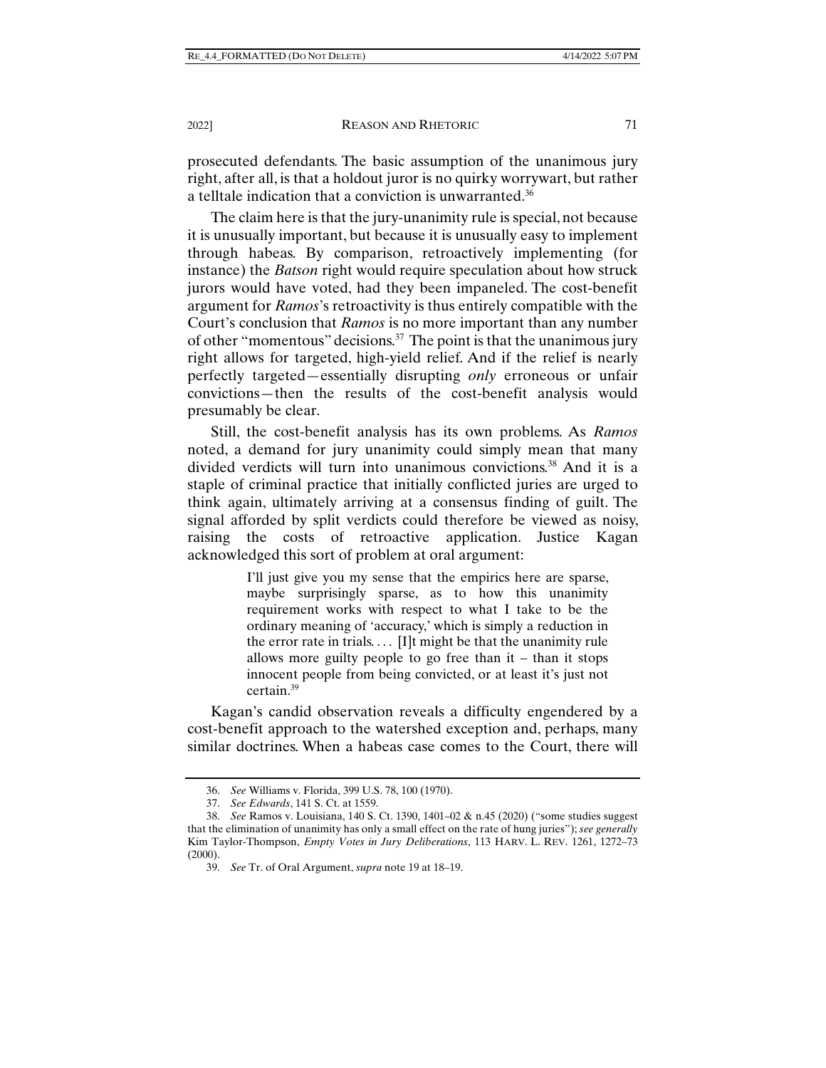prosecuted defendants. The basic assumption of the unanimous jury right, after all, is that a holdout juror is no quirky worrywart, but rather a telltale indication that a conviction is unwarranted.[36]

The claim here is that the jury-unanimity rule is special, not because it is unusually important, but because it is unusually easy to implement through habeas. By comparison, retroactively implementing (for instance) the *Batson* right would require speculation about how struck jurors would have voted, had they been impaneled. The cost-benefit argument for *Ramos*'s retroactivity is thus entirely compatible with the Court's conclusion that *Ramos* is no more important than any number of other "momentous" decisions.[37] The point is that the unanimous jury right allows for targeted, high-yield relief. And if the relief is nearly perfectly targeted—essentially disrupting *only* erroneous or unfair convictions—then the results of the cost-benefit analysis would presumably be clear.

Still, the cost-benefit analysis has its own problems. As *Ramos* noted, a demand for jury unanimity could simply mean that many divided verdicts will turn into unanimous convictions.[38] And it is a staple of criminal practice that initially conflicted juries are urged to think again, ultimately arriving at a consensus finding of guilt. The signal afforded by split verdicts could therefore be viewed as noisy, raising the costs of retroactive application. Justice Kagan acknowledged this sort of problem at oral argument:

> I'll just give you my sense that the empirics here are sparse, maybe surprisingly sparse, as to how this unanimity requirement works with respect to what I take to be the ordinary meaning of 'accuracy,' which is simply a reduction in the error rate in trials. . . . [I]t might be that the unanimity rule allows more guilty people to go free than it – than it stops innocent people from being convicted, or at least it's just not certain.[39]

Kagan's candid observation reveals a difficulty engendered by a cost-benefit approach to the watershed exception and, perhaps, many similar doctrines. When a habeas case comes to the Court, there will

---

36. *See* Williams v. Florida, 399 U.S. 78, 100 (1970).

37. *See Edwards*, 141 S. Ct. at 1559.

38. *See* Ramos v. Louisiana, 140 S. Ct. 1390, 1401–02 & n.45 (2020) ("some studies suggest that the elimination of unanimity has only a small effect on the rate of hung juries"); *see generally* Kim Taylor-Thompson, *Empty Votes in Jury Deliberations*, 113 HARV. L. REV. 1261, 1272–73 (2000).

39. *See* Tr. of Oral Argument, *supra* note 19 at 18–19.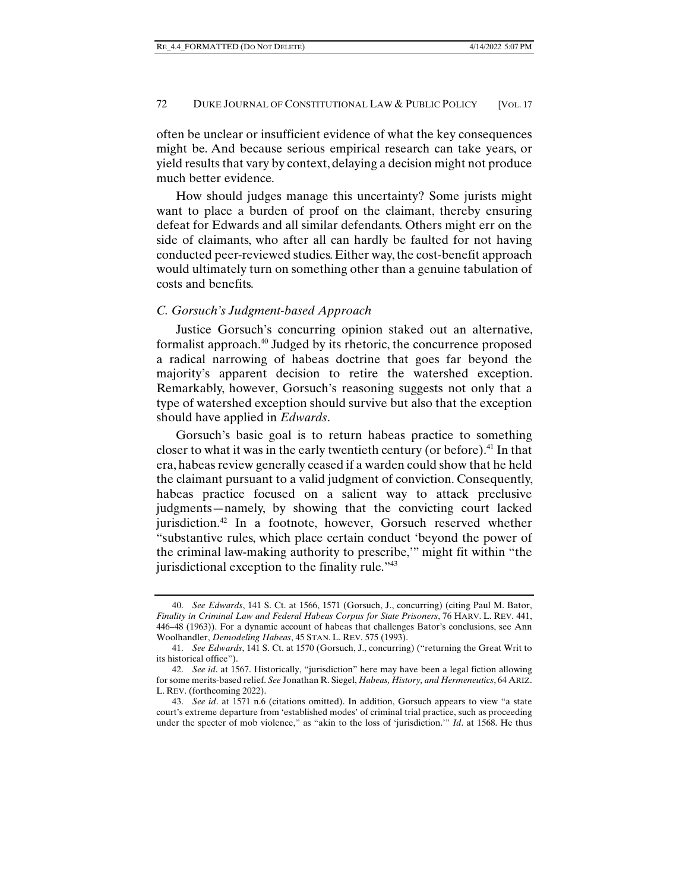often be unclear or insufficient evidence of what the key consequences might be. And because serious empirical research can take years, or yield results that vary by context, delaying a decision might not produce much better evidence.

How should judges manage this uncertainty? Some jurists might want to place a burden of proof on the claimant, thereby ensuring defeat for Edwards and all similar defendants. Others might err on the side of claimants, who after all can hardly be faulted for not having conducted peer-reviewed studies. Either way, the cost-benefit approach would ultimately turn on something other than a genuine tabulation of costs and benefits.

### *C. Gorsuch's Judgment-based Approach*

Justice Gorsuch's concurring opinion staked out an alternative, formalist approach.[40] Judged by its rhetoric, the concurrence proposed a radical narrowing of habeas doctrine that goes far beyond the majority's apparent decision to retire the watershed exception. Remarkably, however, Gorsuch's reasoning suggests not only that a type of watershed exception should survive but also that the exception should have applied in *Edwards*.

Gorsuch's basic goal is to return habeas practice to something closer to what it was in the early twentieth century (or before).[41] In that era, habeas review generally ceased if a warden could show that he held the claimant pursuant to a valid judgment of conviction. Consequently, habeas practice focused on a salient way to attack preclusive judgments—namely, by showing that the convicting court lacked jurisdiction.[42] In a footnote, however, Gorsuch reserved whether "substantive rules, which place certain conduct 'beyond the power of the criminal law-making authority to prescribe,'" might fit within "the jurisdictional exception to the finality rule."[43]

---

40. *See Edwards*, 141 S. Ct. at 1566, 1571 (Gorsuch, J., concurring) (citing Paul M. Bator, *Finality in Criminal Law and Federal Habeas Corpus for State Prisoners*, 76 HARV. L. REV. 441, 446–48 (1963)). For a dynamic account of habeas that challenges Bator's conclusions, see Ann Woolhandler, *Demodeling Habeas*, 45 STAN. L. REV. 575 (1993).

41. *See Edwards*, 141 S. Ct. at 1570 (Gorsuch, J., concurring) ("returning the Great Writ to its historical office").

42. *See id*. at 1567. Historically, "jurisdiction" here may have been a legal fiction allowing for some merits-based relief. *See* Jonathan R. Siegel, *Habeas, History, and Hermeneutics*, 64 ARIZ. L. REV. (forthcoming 2022).

43. *See id*. at 1571 n.6 (citations omitted). In addition, Gorsuch appears to view "a state court's extreme departure from 'established modes' of criminal trial practice, such as proceeding under the specter of mob violence," as "akin to the loss of 'jurisdiction.'" *Id*. at 1568. He thus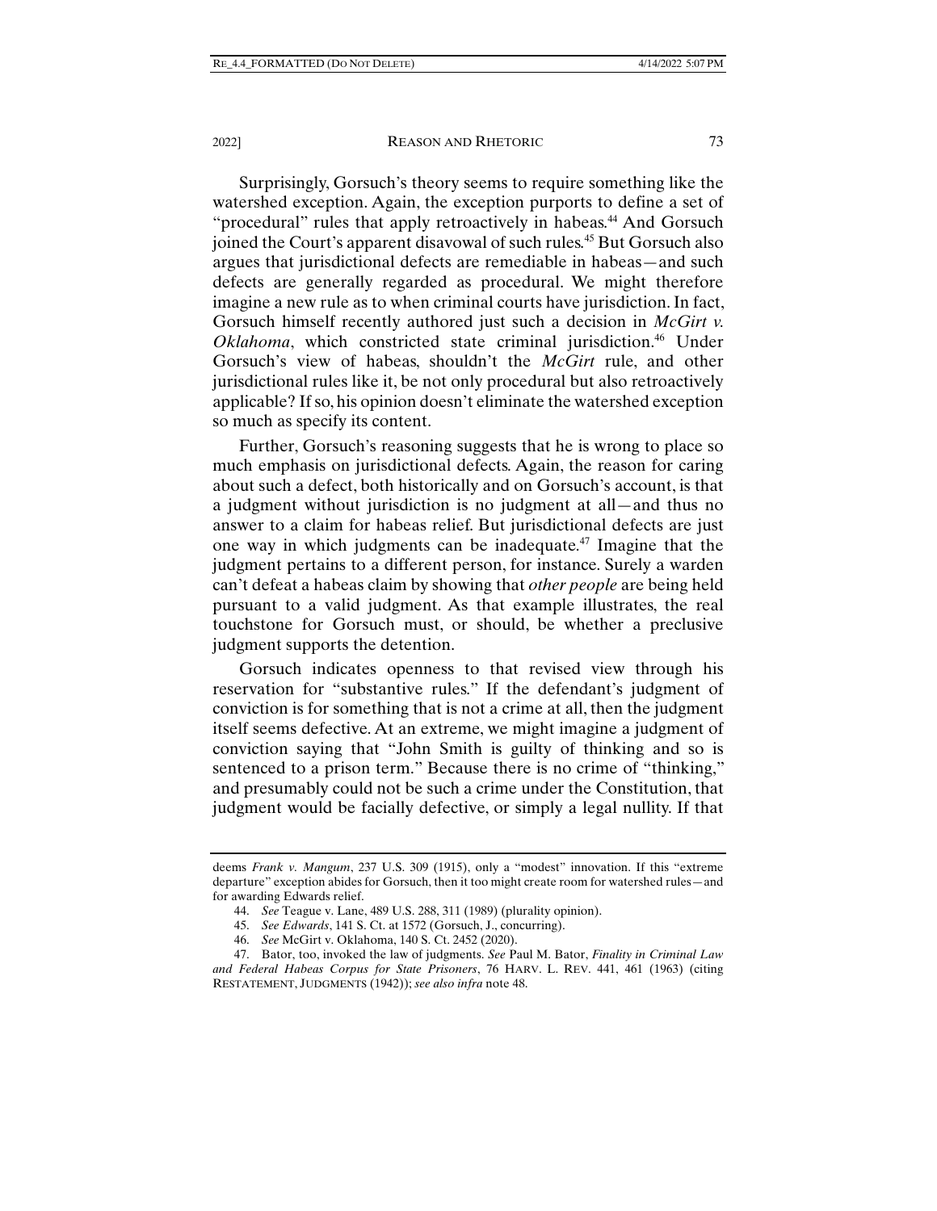Surprisingly, Gorsuch's theory seems to require something like the watershed exception. Again, the exception purports to define a set of "procedural" rules that apply retroactively in habeas.[44] And Gorsuch joined the Court's apparent disavowal of such rules.[45] But Gorsuch also argues that jurisdictional defects are remediable in habeas—and such defects are generally regarded as procedural. We might therefore imagine a new rule as to when criminal courts have jurisdiction. In fact, Gorsuch himself recently authored just such a decision in *McGirt v. Oklahoma*, which constricted state criminal jurisdiction.[46] Under Gorsuch's view of habeas, shouldn't the *McGirt* rule, and other jurisdictional rules like it, be not only procedural but also retroactively applicable? If so, his opinion doesn't eliminate the watershed exception so much as specify its content.

Further, Gorsuch's reasoning suggests that he is wrong to place so much emphasis on jurisdictional defects. Again, the reason for caring about such a defect, both historically and on Gorsuch's account, is that a judgment without jurisdiction is no judgment at all—and thus no answer to a claim for habeas relief. But jurisdictional defects are just one way in which judgments can be inadequate.[47] Imagine that the judgment pertains to a different person, for instance. Surely a warden can't defeat a habeas claim by showing that *other people* are being held pursuant to a valid judgment. As that example illustrates, the real touchstone for Gorsuch must, or should, be whether a preclusive judgment supports the detention.

Gorsuch indicates openness to that revised view through his reservation for "substantive rules." If the defendant's judgment of conviction is for something that is not a crime at all, then the judgment itself seems defective. At an extreme, we might imagine a judgment of conviction saying that "John Smith is guilty of thinking and so is sentenced to a prison term." Because there is no crime of "thinking," and presumably could not be such a crime under the Constitution, that judgment would be facially defective, or simply a legal nullity. If that

---

deems *Frank v. Mangum*, 237 U.S. 309 (1915), only a "modest" innovation. If this "extreme departure" exception abides for Gorsuch, then it too might create room for watershed rules—and for awarding Edwards relief.

44. *See* Teague v. Lane, 489 U.S. 288, 311 (1989) (plurality opinion).

45. *See Edwards*, 141 S. Ct. at 1572 (Gorsuch, J., concurring).

46. *See* McGirt v. Oklahoma, 140 S. Ct. 2452 (2020).

47. Bator, too, invoked the law of judgments. *See* Paul M. Bator, *Finality in Criminal Law and Federal Habeas Corpus for State Prisoners*, 76 HARV. L. REV. 441, 461 (1963) (citing RESTATEMENT, JUDGMENTS (1942)); *see also infra* note 48.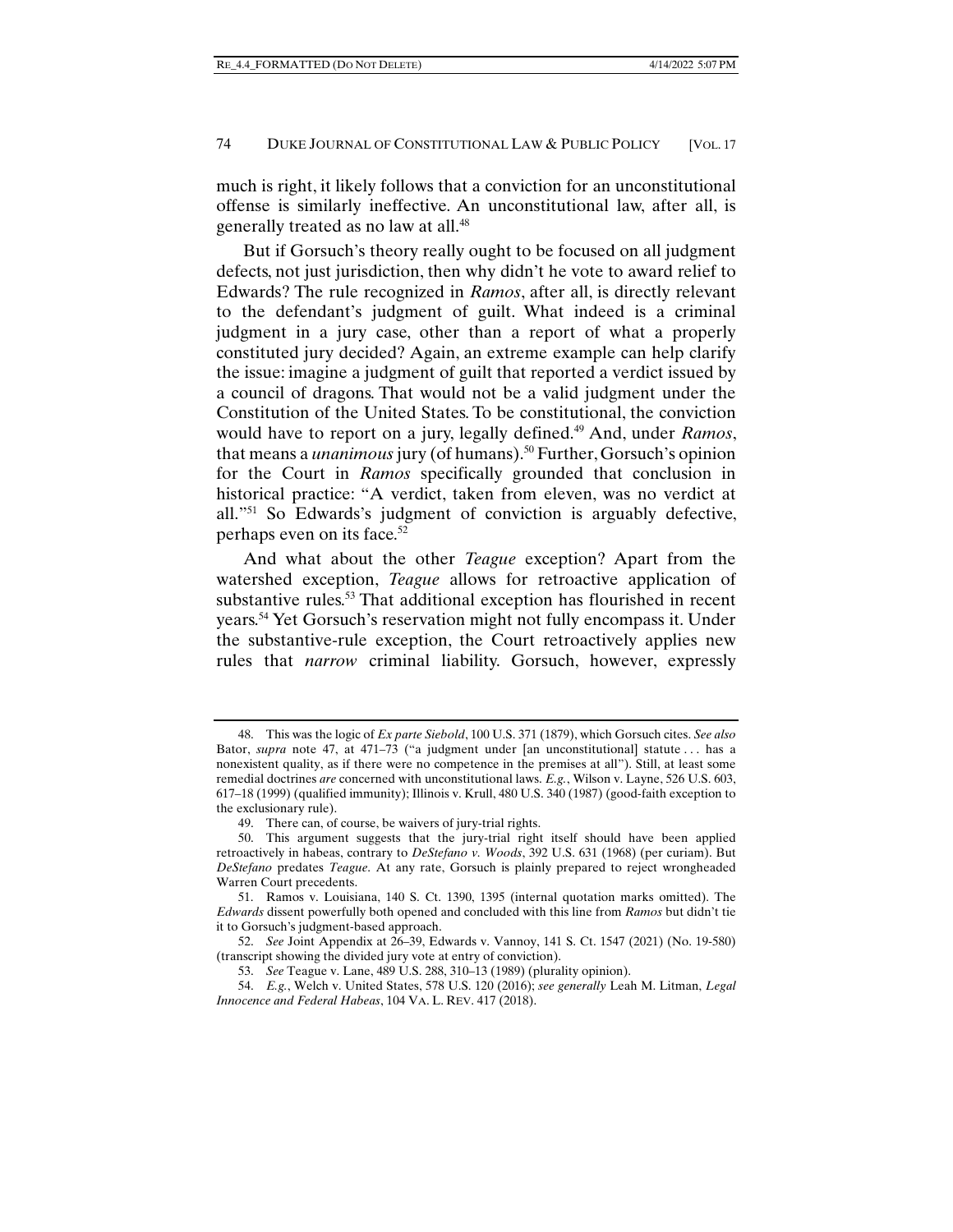much is right, it likely follows that a conviction for an unconstitutional offense is similarly ineffective. An unconstitutional law, after all, is generally treated as no law at all.[48]

But if Gorsuch's theory really ought to be focused on all judgment defects, not just jurisdiction, then why didn't he vote to award relief to Edwards? The rule recognized in *Ramos*, after all, is directly relevant to the defendant's judgment of guilt. What indeed is a criminal judgment in a jury case, other than a report of what a properly constituted jury decided? Again, an extreme example can help clarify the issue: imagine a judgment of guilt that reported a verdict issued by a council of dragons. That would not be a valid judgment under the Constitution of the United States. To be constitutional, the conviction would have to report on a jury, legally defined.[49] And, under *Ramos*, that means a *unanimous* jury (of humans).[50] Further, Gorsuch's opinion for the Court in *Ramos* specifically grounded that conclusion in historical practice: "A verdict, taken from eleven, was no verdict at all."[51] So Edwards's judgment of conviction is arguably defective, perhaps even on its face.[52]

And what about the other *Teague* exception? Apart from the watershed exception, *Teague* allows for retroactive application of substantive rules.[53] That additional exception has flourished in recent years.[54] Yet Gorsuch's reservation might not fully encompass it. Under the substantive-rule exception, the Court retroactively applies new rules that *narrow* criminal liability. Gorsuch, however, expressly

---

48. This was the logic of *Ex parte Siebold*, 100 U.S. 371 (1879), which Gorsuch cites. *See also* Bator, *supra* note 47, at 471–73 ("a judgment under [an unconstitutional] statute . . . has a nonexistent quality, as if there were no competence in the premises at all"). Still, at least some remedial doctrines *are* concerned with unconstitutional laws. *E.g.*, Wilson v. Layne, 526 U.S. 603, 617–18 (1999) (qualified immunity); Illinois v. Krull, 480 U.S. 340 (1987) (good-faith exception to the exclusionary rule).

49. There can, of course, be waivers of jury-trial rights.

50. This argument suggests that the jury-trial right itself should have been applied retroactively in habeas, contrary to *DeStefano v. Woods*, 392 U.S. 631 (1968) (per curiam). But *DeStefano* predates *Teague*. At any rate, Gorsuch is plainly prepared to reject wrongheaded Warren Court precedents.

51. Ramos v. Louisiana, 140 S. Ct. 1390, 1395 (internal quotation marks omitted). The *Edwards* dissent powerfully both opened and concluded with this line from *Ramos* but didn't tie it to Gorsuch's judgment-based approach.

52. *See* Joint Appendix at 26–39, Edwards v. Vannoy, 141 S. Ct. 1547 (2021) (No. 19-580) (transcript showing the divided jury vote at entry of conviction).

53. *See* Teague v. Lane, 489 U.S. 288, 310–13 (1989) (plurality opinion).

54. *E.g.*, Welch v. United States, 578 U.S. 120 (2016); *see generally* Leah M. Litman, *Legal Innocence and Federal Habeas*, 104 VA. L. REV. 417 (2018).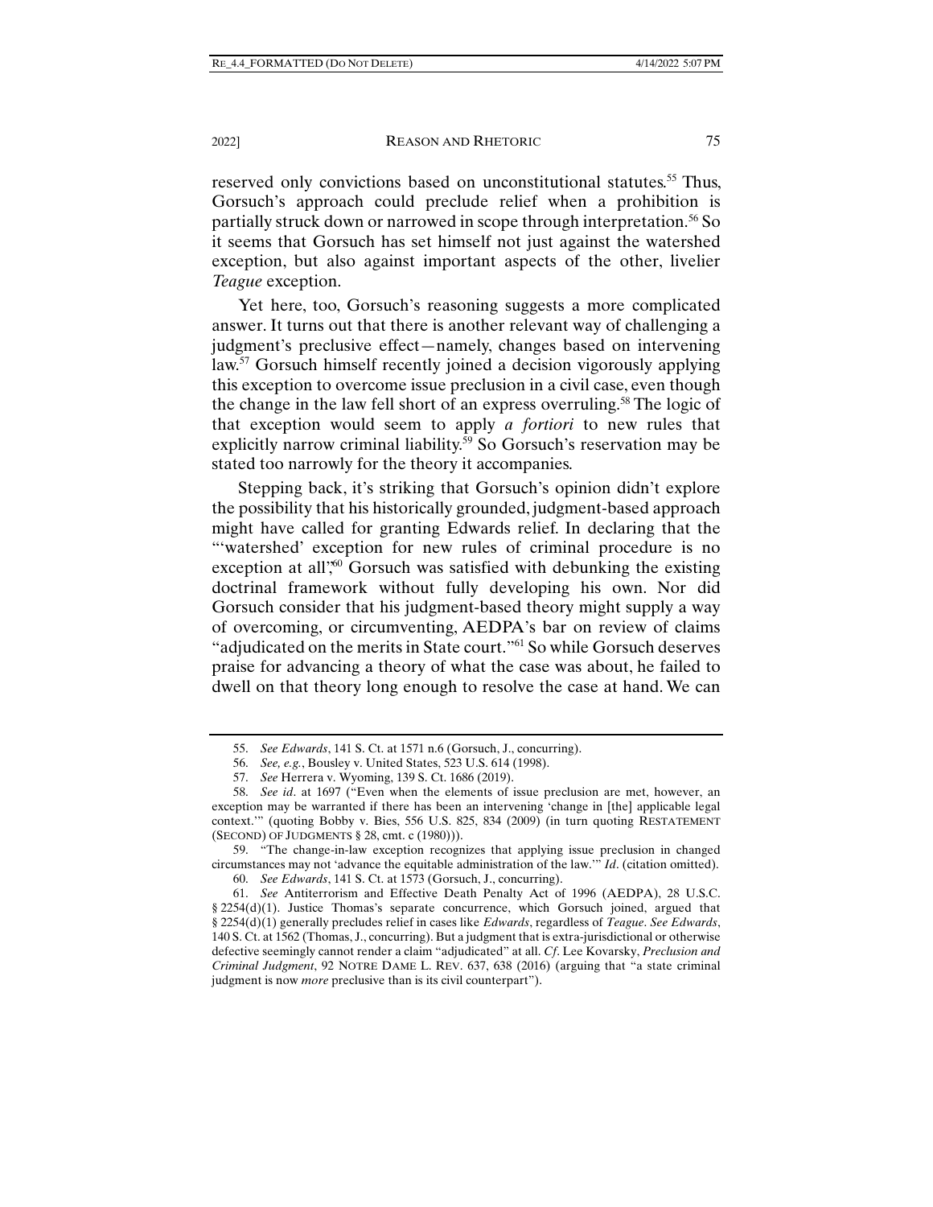reserved only convictions based on unconstitutional statutes.[55] Thus, Gorsuch's approach could preclude relief when a prohibition is partially struck down or narrowed in scope through interpretation.[56] So it seems that Gorsuch has set himself not just against the watershed exception, but also against important aspects of the other, livelier *Teague* exception.

Yet here, too, Gorsuch's reasoning suggests a more complicated answer. It turns out that there is another relevant way of challenging a judgment's preclusive effect—namely, changes based on intervening law.[57] Gorsuch himself recently joined a decision vigorously applying this exception to overcome issue preclusion in a civil case, even though the change in the law fell short of an express overruling.[58] The logic of that exception would seem to apply *a fortiori* to new rules that explicitly narrow criminal liability.[59] So Gorsuch's reservation may be stated too narrowly for the theory it accompanies.

Stepping back, it's striking that Gorsuch's opinion didn't explore the possibility that his historically grounded, judgment-based approach might have called for granting Edwards relief. In declaring that the "'watershed' exception for new rules of criminal procedure is no exception at all",[60] Gorsuch was satisfied with debunking the existing doctrinal framework without fully developing his own. Nor did Gorsuch consider that his judgment-based theory might supply a way of overcoming, or circumventing, AEDPA's bar on review of claims "adjudicated on the merits in State court."[61] So while Gorsuch deserves praise for advancing a theory of what the case was about, he failed to dwell on that theory long enough to resolve the case at hand. We can

---

55. *See Edwards*, 141 S. Ct. at 1571 n.6 (Gorsuch, J., concurring).

56. *See, e.g.*, Bousley v. United States, 523 U.S. 614 (1998).

57. *See* Herrera v. Wyoming, 139 S. Ct. 1686 (2019).

58. *See id*. at 1697 ("Even when the elements of issue preclusion are met, however, an exception may be warranted if there has been an intervening 'change in [the] applicable legal context.'" (quoting Bobby v. Bies, 556 U.S. 825, 834 (2009) (in turn quoting RESTATEMENT (SECOND) OF JUDGMENTS § 28, cmt. c (1980)))).

59. "The change-in-law exception recognizes that applying issue preclusion in changed circumstances may not 'advance the equitable administration of the law.'" *Id*. (citation omitted).

60. *See Edwards*, 141 S. Ct. at 1573 (Gorsuch, J., concurring).

61. *See* Antiterrorism and Effective Death Penalty Act of 1996 (AEDPA), 28 U.S.C. § 2254(d)(1). Justice Thomas's separate concurrence, which Gorsuch joined, argued that § 2254(d)(1) generally precludes relief in cases like *Edwards*, regardless of *Teague*. *See Edwards*, 140 S. Ct. at 1562 (Thomas, J., concurring). But a judgment that is extra-jurisdictional or otherwise defective seemingly cannot render a claim "adjudicated" at all. *Cf*. Lee Kovarsky, *Preclusion and Criminal Judgment*, 92 NOTRE DAME L. REV. 637, 638 (2016) (arguing that "a state criminal judgment is now *more* preclusive than is its civil counterpart").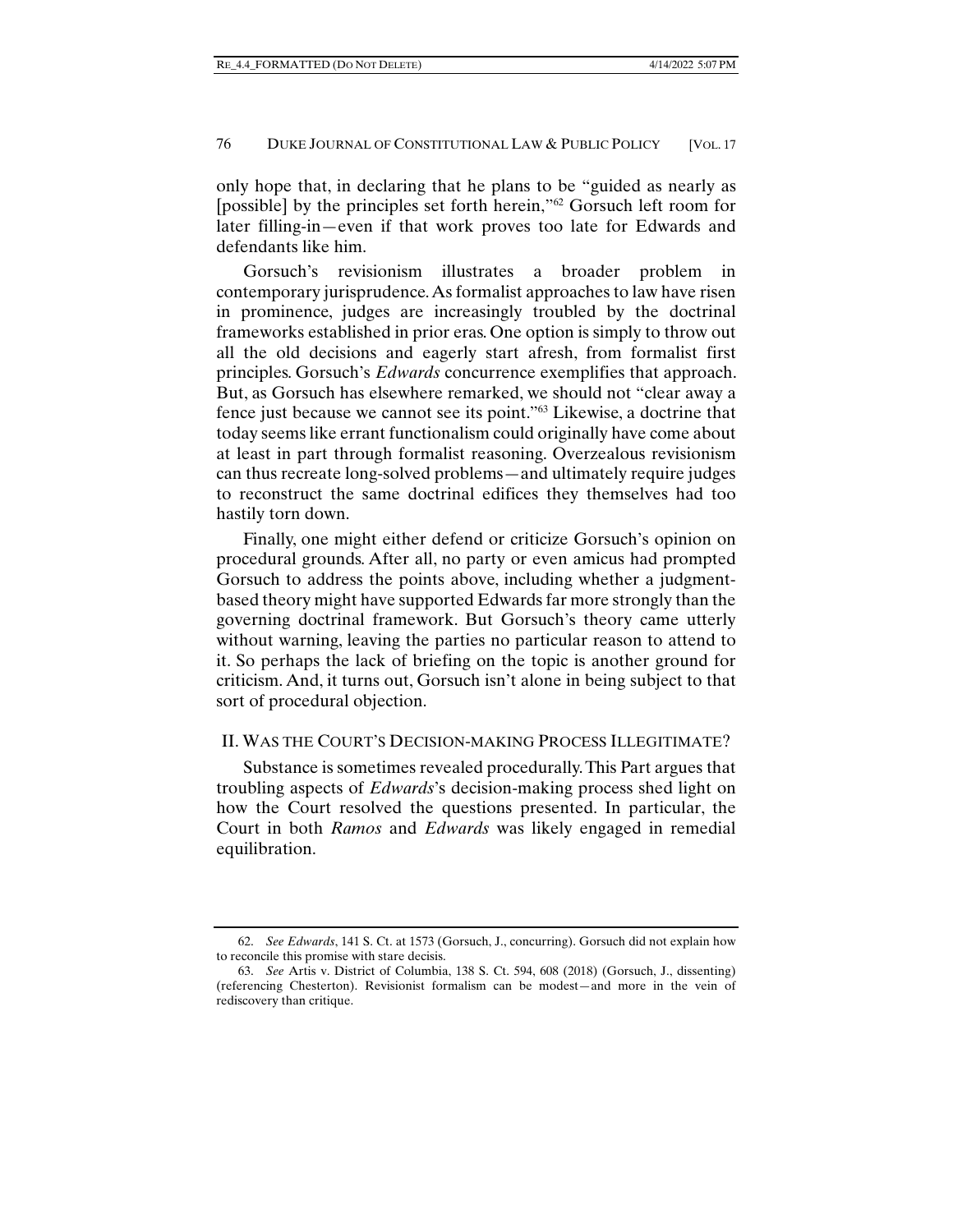only hope that, in declaring that he plans to be "guided as nearly as [possible] by the principles set forth herein,"[62] Gorsuch left room for later filling-in—even if that work proves too late for Edwards and defendants like him.

Gorsuch's revisionism illustrates a broader problem in contemporary jurisprudence. As formalist approaches to law have risen in prominence, judges are increasingly troubled by the doctrinal frameworks established in prior eras. One option is simply to throw out all the old decisions and eagerly start afresh, from formalist first principles. Gorsuch's *Edwards* concurrence exemplifies that approach. But, as Gorsuch has elsewhere remarked, we should not "clear away a fence just because we cannot see its point."[63] Likewise, a doctrine that today seems like errant functionalism could originally have come about at least in part through formalist reasoning. Overzealous revisionism can thus recreate long-solved problems—and ultimately require judges to reconstruct the same doctrinal edifices they themselves had too hastily torn down.

Finally, one might either defend or criticize Gorsuch's opinion on procedural grounds. After all, no party or even amicus had prompted Gorsuch to address the points above, including whether a judgment-based theory might have supported Edwards far more strongly than the governing doctrinal framework. But Gorsuch's theory came utterly without warning, leaving the parties no particular reason to attend to it. So perhaps the lack of briefing on the topic is another ground for criticism. And, it turns out, Gorsuch isn't alone in being subject to that sort of procedural objection.

## II. WAS THE COURT'S DECISION-MAKING PROCESS ILLEGITIMATE?

Substance is sometimes revealed procedurally. This Part argues that troubling aspects of *Edwards*'s decision-making process shed light on how the Court resolved the questions presented. In particular, the Court in both *Ramos* and *Edwards* was likely engaged in remedial equilibration.

62. *See Edwards*, 141 S. Ct. at 1573 (Gorsuch, J., concurring). Gorsuch did not explain how to reconcile this promise with stare decisis.

63. *See* Artis v. District of Columbia, 138 S. Ct. 594, 608 (2018) (Gorsuch, J., dissenting) (referencing Chesterton). Revisionist formalism can be modest—and more in the vein of rediscovery than critique.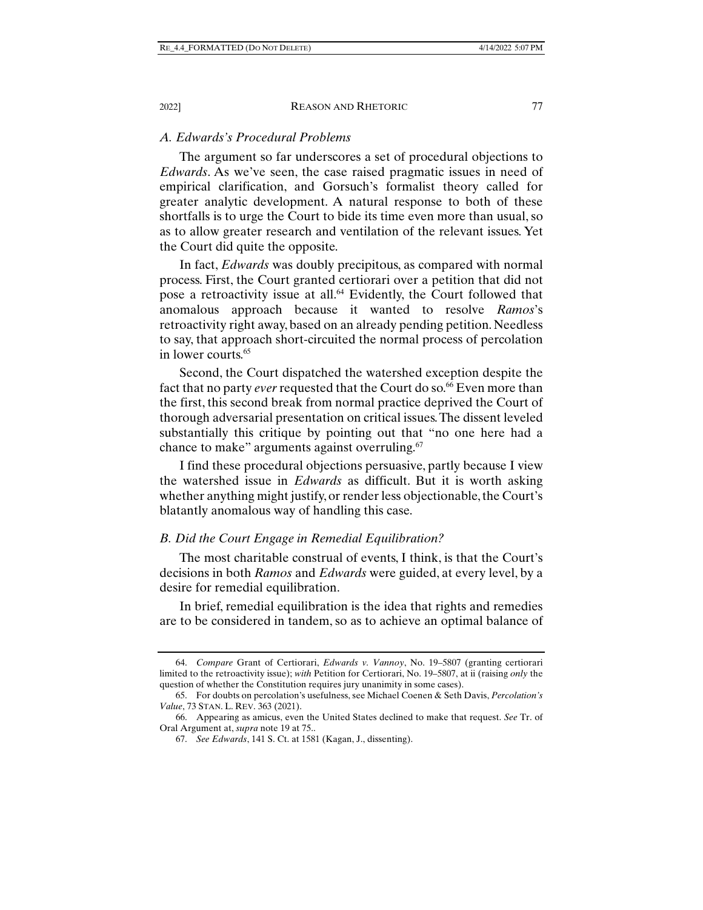### *A. Edwards's Procedural Problems*

The argument so far underscores a set of procedural objections to *Edwards*. As we've seen, the case raised pragmatic issues in need of empirical clarification, and Gorsuch's formalist theory called for greater analytic development. A natural response to both of these shortfalls is to urge the Court to bide its time even more than usual, so as to allow greater research and ventilation of the relevant issues. Yet the Court did quite the opposite.

In fact, *Edwards* was doubly precipitous, as compared with normal process. First, the Court granted certiorari over a petition that did not pose a retroactivity issue at all.[64] Evidently, the Court followed that anomalous approach because it wanted to resolve *Ramos*'s retroactivity right away, based on an already pending petition. Needless to say, that approach short-circuited the normal process of percolation in lower courts.[65]

Second, the Court dispatched the watershed exception despite the fact that no party *ever* requested that the Court do so.[66] Even more than the first, this second break from normal practice deprived the Court of thorough adversarial presentation on critical issues. The dissent leveled substantially this critique by pointing out that "no one here had a chance to make" arguments against overruling.[67]

I find these procedural objections persuasive, partly because I view the watershed issue in *Edwards* as difficult. But it is worth asking whether anything might justify, or render less objectionable, the Court's blatantly anomalous way of handling this case.

### *B. Did the Court Engage in Remedial Equilibration?*

The most charitable construal of events, I think, is that the Court's decisions in both *Ramos* and *Edwards* were guided, at every level, by a desire for remedial equilibration.

In brief, remedial equilibration is the idea that rights and remedies are to be considered in tandem, so as to achieve an optimal balance of

---

64. *Compare* Grant of Certiorari, *Edwards v. Vannoy*, No. 19–5807 (granting certiorari limited to the retroactivity issue); *with* Petition for Certiorari, No. 19–5807, at ii (raising *only* the question of whether the Constitution requires jury unanimity in some cases).

65. For doubts on percolation's usefulness, see Michael Coenen & Seth Davis, *Percolation's Value*, 73 STAN. L. REV. 363 (2021).

66. Appearing as amicus, even the United States declined to make that request. *See* Tr. of Oral Argument at, *supra* note 19 at 75..

67. *See Edwards*, 141 S. Ct. at 1581 (Kagan, J., dissenting).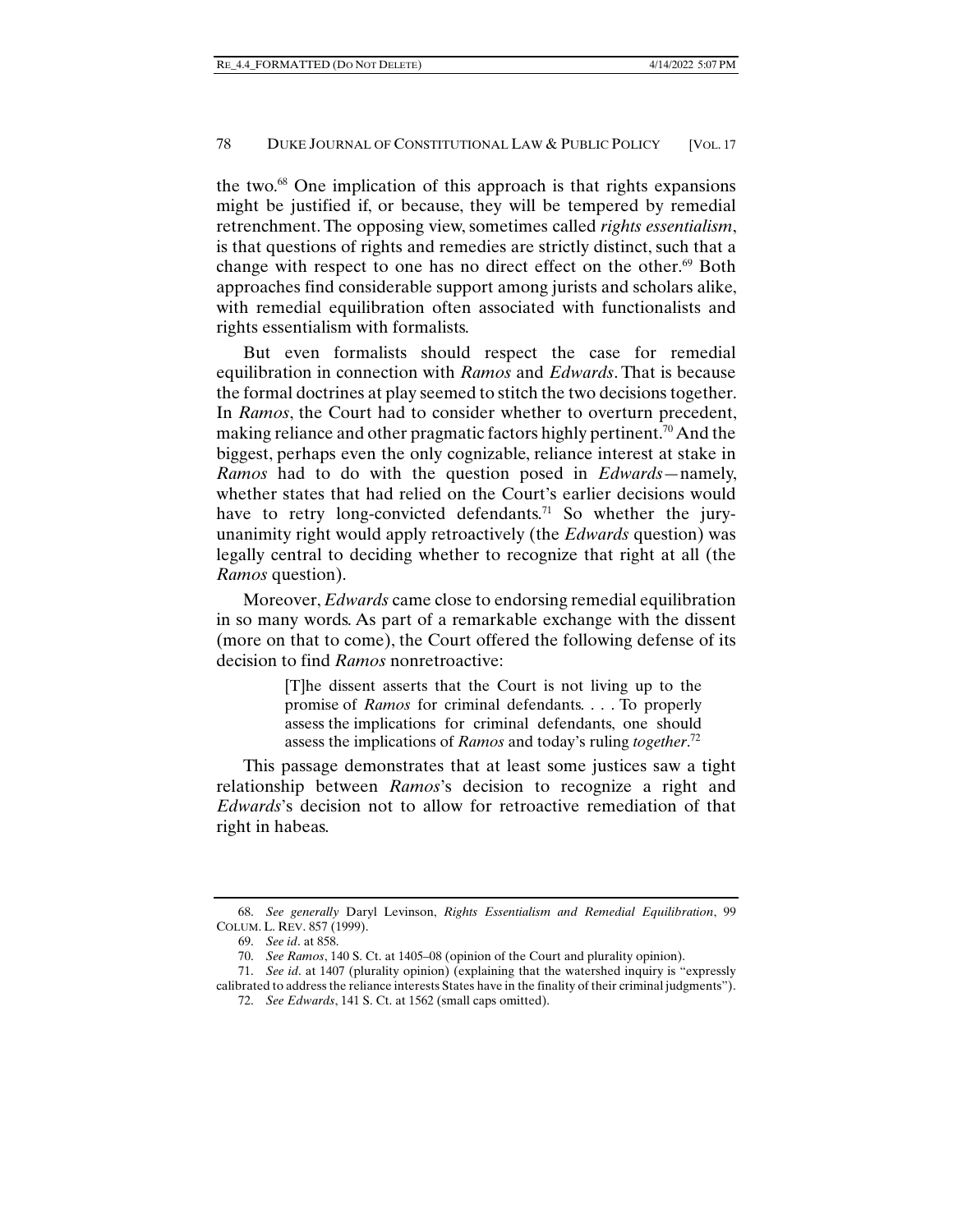the two.[68] One implication of this approach is that rights expansions might be justified if, or because, they will be tempered by remedial retrenchment. The opposing view, sometimes called *rights essentialism*, is that questions of rights and remedies are strictly distinct, such that a change with respect to one has no direct effect on the other.[69] Both approaches find considerable support among jurists and scholars alike, with remedial equilibration often associated with functionalists and rights essentialism with formalists.

But even formalists should respect the case for remedial equilibration in connection with *Ramos* and *Edwards*. That is because the formal doctrines at play seemed to stitch the two decisions together. In *Ramos*, the Court had to consider whether to overturn precedent, making reliance and other pragmatic factors highly pertinent.[70] And the biggest, perhaps even the only cognizable, reliance interest at stake in *Ramos* had to do with the question posed in *Edwards*—namely, whether states that had relied on the Court's earlier decisions would have to retry long-convicted defendants.[71] So whether the jury-unanimity right would apply retroactively (the *Edwards* question) was legally central to deciding whether to recognize that right at all (the *Ramos* question).

Moreover, *Edwards* came close to endorsing remedial equilibration in so many words. As part of a remarkable exchange with the dissent (more on that to come), the Court offered the following defense of its decision to find *Ramos* nonretroactive:

> [T]he dissent asserts that the Court is not living up to the promise of *Ramos* for criminal defendants. . . . To properly assess the implications for criminal defendants, one should assess the implications of *Ramos* and today's ruling *together*.[72]

This passage demonstrates that at least some justices saw a tight relationship between *Ramos*'s decision to recognize a right and *Edwards*'s decision not to allow for retroactive remediation of that right in habeas.

---

68. *See generally* Daryl Levinson, *Rights Essentialism and Remedial Equilibration*, 99 COLUM. L. REV. 857 (1999).

69. *See id*. at 858.

70. *See Ramos*, 140 S. Ct. at 1405–08 (opinion of the Court and plurality opinion).

71. *See id*. at 1407 (plurality opinion) (explaining that the watershed inquiry is "expressly calibrated to address the reliance interests States have in the finality of their criminal judgments").

72. *See Edwards*, 141 S. Ct. at 1562 (small caps omitted).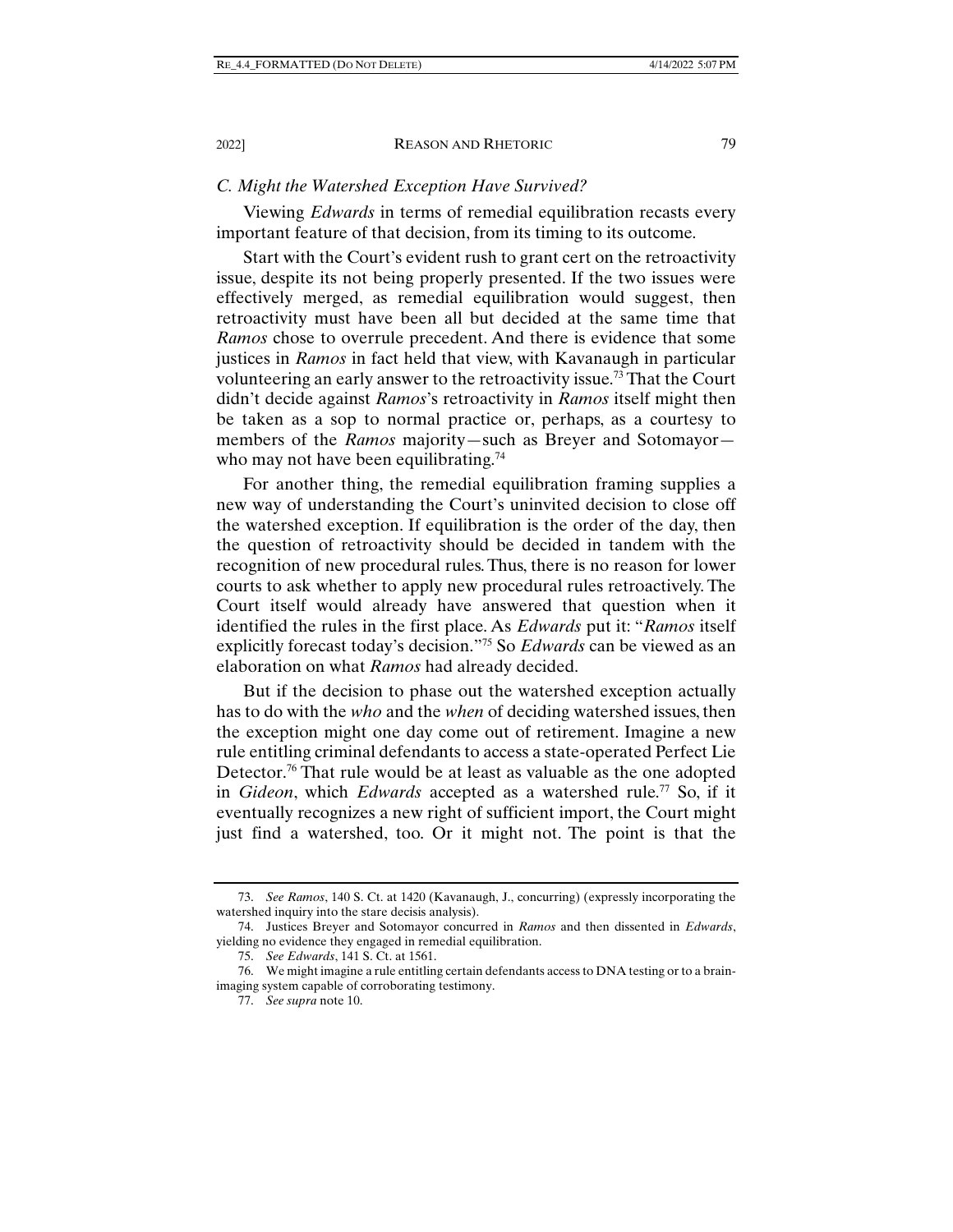### *C. Might the Watershed Exception Have Survived?*

Viewing *Edwards* in terms of remedial equilibration recasts every important feature of that decision, from its timing to its outcome.

Start with the Court's evident rush to grant cert on the retroactivity issue, despite its not being properly presented. If the two issues were effectively merged, as remedial equilibration would suggest, then retroactivity must have been all but decided at the same time that *Ramos* chose to overrule precedent. And there is evidence that some justices in *Ramos* in fact held that view, with Kavanaugh in particular volunteering an early answer to the retroactivity issue.[73] That the Court didn't decide against *Ramos*'s retroactivity in *Ramos* itself might then be taken as a sop to normal practice or, perhaps, as a courtesy to members of the *Ramos* majority—such as Breyer and Sotomayor—who may not have been equilibrating.[74]

For another thing, the remedial equilibration framing supplies a new way of understanding the Court's uninvited decision to close off the watershed exception. If equilibration is the order of the day, then the question of retroactivity should be decided in tandem with the recognition of new procedural rules. Thus, there is no reason for lower courts to ask whether to apply new procedural rules retroactively. The Court itself would already have answered that question when it identified the rules in the first place. As *Edwards* put it: "*Ramos* itself explicitly forecast today's decision."[75] So *Edwards* can be viewed as an elaboration on what *Ramos* had already decided.

But if the decision to phase out the watershed exception actually has to do with the *who* and the *when* of deciding watershed issues, then the exception might one day come out of retirement. Imagine a new rule entitling criminal defendants to access a state-operated Perfect Lie Detector.[76] That rule would be at least as valuable as the one adopted in *Gideon*, which *Edwards* accepted as a watershed rule.[77] So, if it eventually recognizes a new right of sufficient import, the Court might just find a watershed, too. Or it might not. The point is that the

---

73. *See Ramos*, 140 S. Ct. at 1420 (Kavanaugh, J., concurring) (expressly incorporating the watershed inquiry into the stare decisis analysis).

74. Justices Breyer and Sotomayor concurred in *Ramos* and then dissented in *Edwards*, yielding no evidence they engaged in remedial equilibration.

75. *See Edwards*, 141 S. Ct. at 1561.

76. We might imagine a rule entitling certain defendants access to DNA testing or to a brain-imaging system capable of corroborating testimony.

77. *See supra* note 10.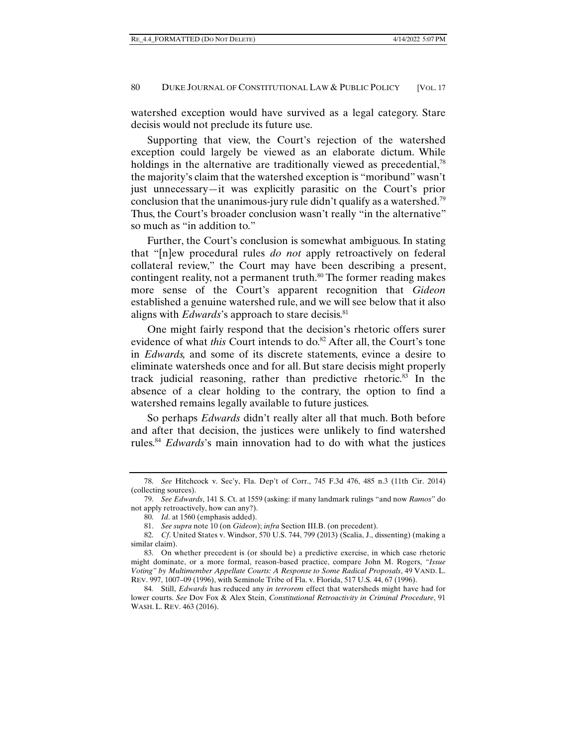watershed exception would have survived as a legal category. Stare decisis would not preclude its future use.

Supporting that view, the Court's rejection of the watershed exception could largely be viewed as an elaborate dictum. While holdings in the alternative are traditionally viewed as precedential,[78] the majority's claim that the watershed exception is "moribund" wasn't just unnecessary—it was explicitly parasitic on the Court's prior conclusion that the unanimous-jury rule didn't qualify as a watershed.[79] Thus, the Court's broader conclusion wasn't really "in the alternative" so much as "in addition to."

Further, the Court's conclusion is somewhat ambiguous. In stating that "[n]ew procedural rules *do not* apply retroactively on federal collateral review," the Court may have been describing a present, contingent reality, not a permanent truth.[80] The former reading makes more sense of the Court's apparent recognition that *Gideon* established a genuine watershed rule, and we will see below that it also aligns with *Edwards*'s approach to stare decisis.[81]

One might fairly respond that the decision's rhetoric offers surer evidence of what *this* Court intends to do.[82] After all, the Court's tone in *Edwards,* and some of its discrete statements, evince a desire to eliminate watersheds once and for all. But stare decisis might properly track judicial reasoning, rather than predictive rhetoric.[83] In the absence of a clear holding to the contrary, the option to find a watershed remains legally available to future justices.

So perhaps *Edwards* didn't really alter all that much. Both before and after that decision, the justices were unlikely to find watershed rules.[84] *Edwards*'s main innovation had to do with what the justices

---

78. *See* Hitchcock v. Sec'y, Fla. Dep't of Corr., 745 F.3d 476, 485 n.3 (11th Cir. 2014) (collecting sources).

79. *See Edwards*, 141 S. Ct. at 1559 (asking: if many landmark rulings "and now *Ramos*" do not apply retroactively, how can any?).

80. *Id*. at 1560 (emphasis added).

81. *See supra* note 10 (on *Gideon*); *infra* Section III.B. (on precedent).

82. *Cf*. United States v. Windsor, 570 U.S. 744, 799 (2013) (Scalia, J., dissenting) (making a similar claim).

83. On whether precedent is (or should be) a predictive exercise, in which case rhetoric might dominate, or a more formal, reason-based practice, compare John M. Rogers, *"Issue Voting" by Multimember Appellate Courts: A Response to Some Radical Proposals*, 49 VAND. L. REV. 997, 1007–09 (1996), with Seminole Tribe of Fla. v. Florida, 517 U.S. 44, 67 (1996).

84. Still, *Edwards* has reduced any *in terrorem* effect that watersheds might have had for lower courts. *See* Dov Fox & Alex Stein, *Constitutional Retroactivity in Criminal Procedure*, 91 WASH. L. REV. 463 (2016).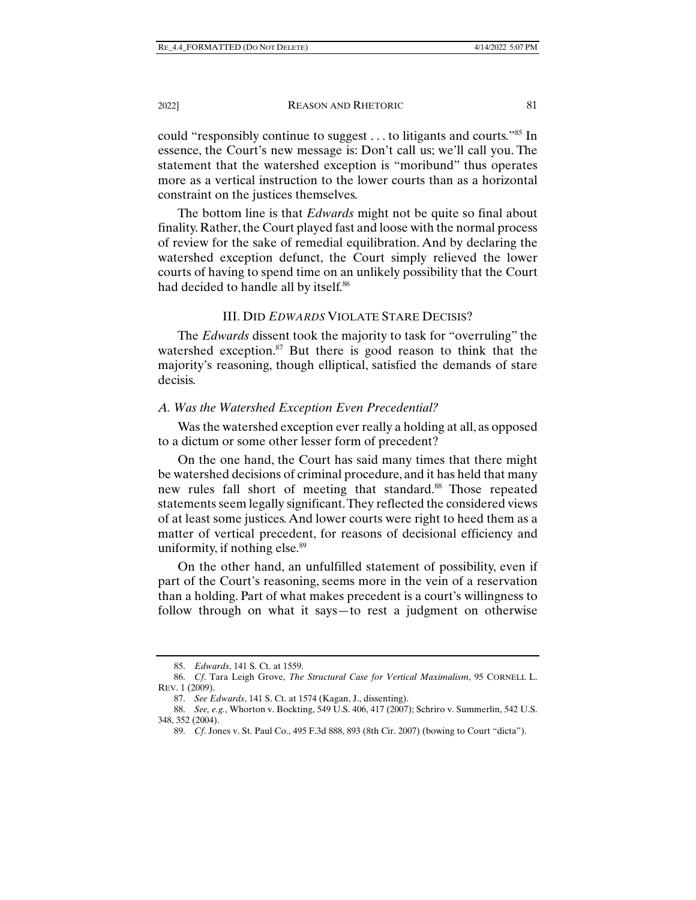could "responsibly continue to suggest . . . to litigants and courts."[85] In essence, the Court's new message is: Don't call us; we'll call you. The statement that the watershed exception is "moribund" thus operates more as a vertical instruction to the lower courts than as a horizontal constraint on the justices themselves.

The bottom line is that *Edwards* might not be quite so final about finality. Rather, the Court played fast and loose with the normal process of review for the sake of remedial equilibration. And by declaring the watershed exception defunct, the Court simply relieved the lower courts of having to spend time on an unlikely possibility that the Court had decided to handle all by itself.[86]

## III. DID *EDWARDS* VIOLATE STARE DECISIS?

The *Edwards* dissent took the majority to task for "overruling" the watershed exception.[87] But there is good reason to think that the majority's reasoning, though elliptical, satisfied the demands of stare decisis.

### *A. Was the Watershed Exception Even Precedential?*

Was the watershed exception ever really a holding at all, as opposed to a dictum or some other lesser form of precedent?

On the one hand, the Court has said many times that there might be watershed decisions of criminal procedure, and it has held that many new rules fall short of meeting that standard.[88] Those repeated statements seem legally significant. They reflected the considered views of at least some justices. And lower courts were right to heed them as a matter of vertical precedent, for reasons of decisional efficiency and uniformity, if nothing else.[89]

On the other hand, an unfulfilled statement of possibility, even if part of the Court's reasoning, seems more in the vein of a reservation than a holding. Part of what makes precedent is a court's willingness to follow through on what it says—to rest a judgment on otherwise

---

85. *Edwards*, 141 S. Ct. at 1559.

86. *Cf.* Tara Leigh Grove, *The Structural Case for Vertical Maximalism*, 95 CORNELL L. REV. 1 (2009).

87. *See Edwards*, 141 S. Ct. at 1574 (Kagan, J., dissenting).

88. *See, e.g.*, Whorton v. Bockting, 549 U.S. 406, 417 (2007); Schriro v. Summerlin, 542 U.S. 348, 352 (2004).

89. *Cf.* Jones v. St. Paul Co., 495 F.3d 888, 893 (8th Cir. 2007) (bowing to Court "dicta").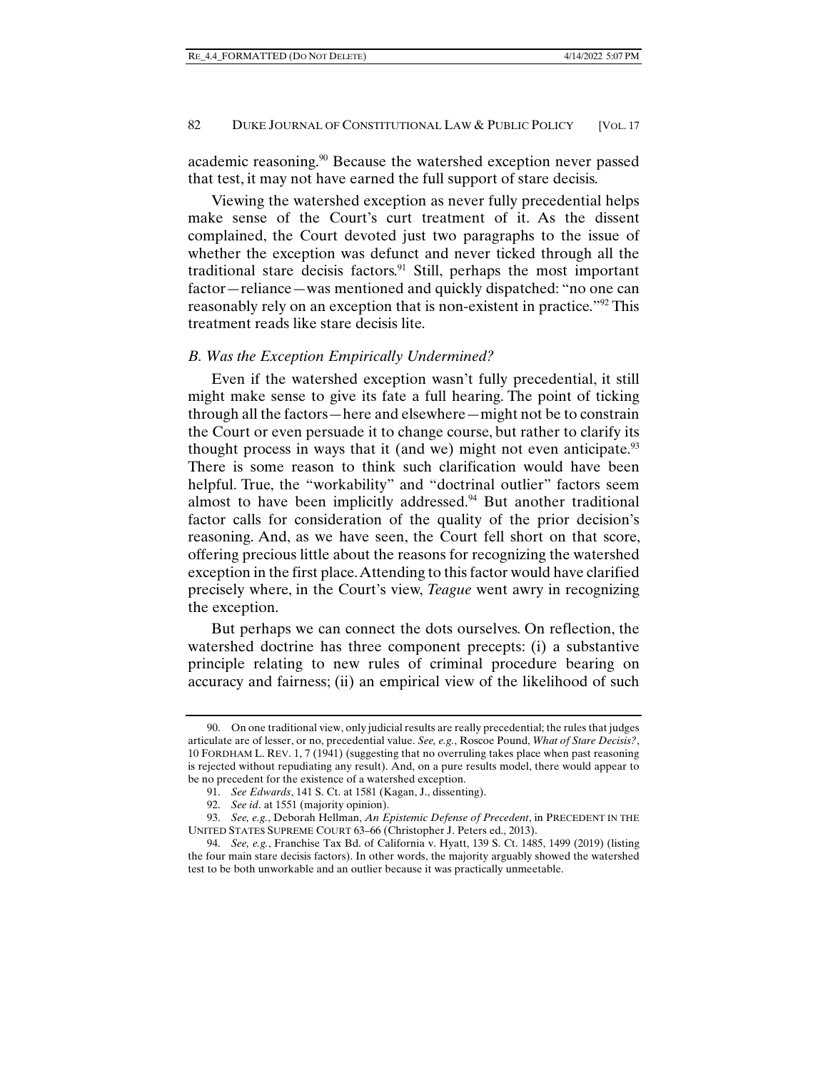academic reasoning.[90] Because the watershed exception never passed that test, it may not have earned the full support of stare decisis.

Viewing the watershed exception as never fully precedential helps make sense of the Court's curt treatment of it. As the dissent complained, the Court devoted just two paragraphs to the issue of whether the exception was defunct and never ticked through all the traditional stare decisis factors.[91] Still, perhaps the most important factor—reliance—was mentioned and quickly dispatched: "no one can reasonably rely on an exception that is non-existent in practice."[92] This treatment reads like stare decisis lite.

### *B. Was the Exception Empirically Undermined?*

Even if the watershed exception wasn't fully precedential, it still might make sense to give its fate a full hearing. The point of ticking through all the factors—here and elsewhere—might not be to constrain the Court or even persuade it to change course, but rather to clarify its thought process in ways that it (and we) might not even anticipate.[93] There is some reason to think such clarification would have been helpful. True, the "workability" and "doctrinal outlier" factors seem almost to have been implicitly addressed.[94] But another traditional factor calls for consideration of the quality of the prior decision's reasoning. And, as we have seen, the Court fell short on that score, offering precious little about the reasons for recognizing the watershed exception in the first place. Attending to this factor would have clarified precisely where, in the Court's view, *Teague* went awry in recognizing the exception.

But perhaps we can connect the dots ourselves. On reflection, the watershed doctrine has three component precepts: (i) a substantive principle relating to new rules of criminal procedure bearing on accuracy and fairness; (ii) an empirical view of the likelihood of such

---

90. On one traditional view, only judicial results are really precedential; the rules that judges articulate are of lesser, or no, precedential value. *See, e.g.*, Roscoe Pound, *What of Stare Decisis?*, 10 FORDHAM L. REV. 1, 7 (1941) (suggesting that no overruling takes place when past reasoning is rejected without repudiating any result). And, on a pure results model, there would appear to be no precedent for the existence of a watershed exception.

91. *See Edwards*, 141 S. Ct. at 1581 (Kagan, J., dissenting).

92. *See id*. at 1551 (majority opinion).

93. *See, e.g.*, Deborah Hellman, *An Epistemic Defense of Precedent*, in PRECEDENT IN THE UNITED STATES SUPREME COURT 63–66 (Christopher J. Peters ed., 2013).

94. *See, e.g.*, Franchise Tax Bd. of California v. Hyatt, 139 S. Ct. 1485, 1499 (2019) (listing the four main stare decisis factors). In other words, the majority arguably showed the watershed test to be both unworkable and an outlier because it was practically unmeetable.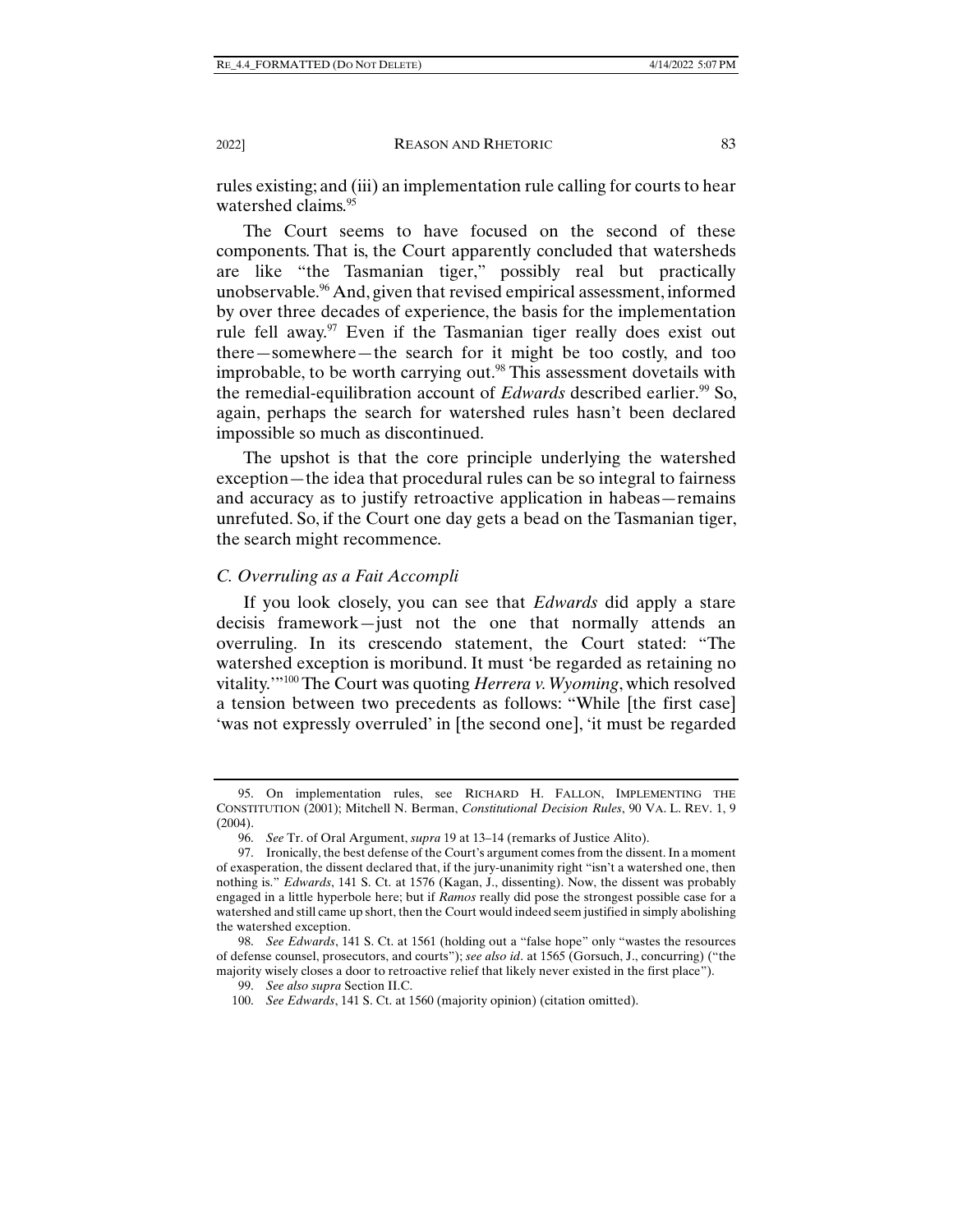rules existing; and (iii) an implementation rule calling for courts to hear watershed claims.[95]

The Court seems to have focused on the second of these components. That is, the Court apparently concluded that watersheds are like "the Tasmanian tiger," possibly real but practically unobservable.[96] And, given that revised empirical assessment, informed by over three decades of experience, the basis for the implementation rule fell away.[97] Even if the Tasmanian tiger really does exist out there—somewhere—the search for it might be too costly, and too improbable, to be worth carrying out.[98] This assessment dovetails with the remedial-equilibration account of *Edwards* described earlier.[99] So, again, perhaps the search for watershed rules hasn't been declared impossible so much as discontinued.

The upshot is that the core principle underlying the watershed exception—the idea that procedural rules can be so integral to fairness and accuracy as to justify retroactive application in habeas—remains unrefuted. So, if the Court one day gets a bead on the Tasmanian tiger, the search might recommence.

### C. Overruling as a Fait Accompli

If you look closely, you can see that *Edwards* did apply a stare decisis framework—just not the one that normally attends an overruling. In its crescendo statement, the Court stated: "The watershed exception is moribund. It must 'be regarded as retaining no vitality.'"[100] The Court was quoting *Herrera v. Wyoming*, which resolved a tension between two precedents as follows: "While [the first case] 'was not expressly overruled' in [the second one], 'it must be regarded

---

95. On implementation rules, see RICHARD H. FALLON, IMPLEMENTING THE CONSTITUTION (2001); Mitchell N. Berman, *Constitutional Decision Rules*, 90 VA. L. REV. 1, 9 (2004).

96. *See* Tr. of Oral Argument, *supra* 19 at 13–14 (remarks of Justice Alito).

97. Ironically, the best defense of the Court's argument comes from the dissent. In a moment of exasperation, the dissent declared that, if the jury-unanimity right "isn't a watershed one, then nothing is." *Edwards*, 141 S. Ct. at 1576 (Kagan, J., dissenting). Now, the dissent was probably engaged in a little hyperbole here; but if *Ramos* really did pose the strongest possible case for a watershed and still came up short, then the Court would indeed seem justified in simply abolishing the watershed exception.

98. *See Edwards*, 141 S. Ct. at 1561 (holding out a "false hope" only "wastes the resources of defense counsel, prosecutors, and courts"); *see also id*. at 1565 (Gorsuch, J., concurring) ("the majority wisely closes a door to retroactive relief that likely never existed in the first place").

99. *See also supra* Section II.C.

100. *See Edwards*, 141 S. Ct. at 1560 (majority opinion) (citation omitted).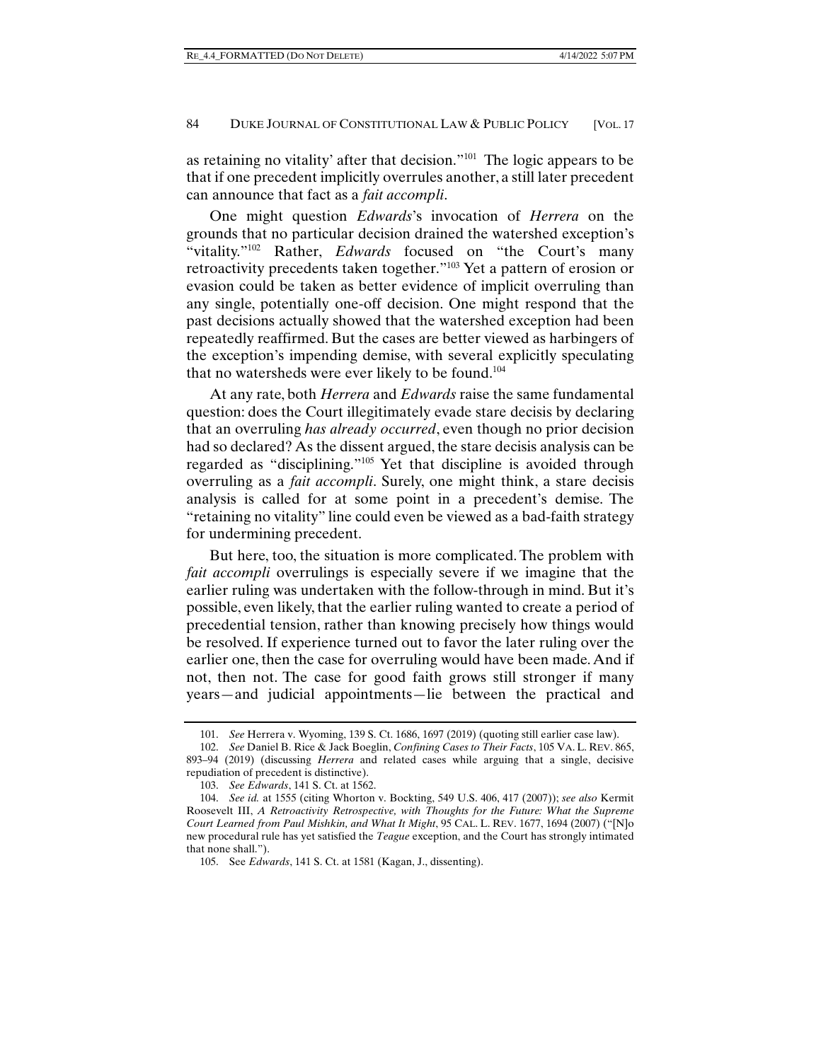as retaining no vitality' after that decision."[101] The logic appears to be that if one precedent implicitly overrules another, a still later precedent can announce that fact as a *fait accompli*.

One might question *Edwards*'s invocation of *Herrera* on the grounds that no particular decision drained the watershed exception's "vitality."[102] Rather, *Edwards* focused on "the Court's many retroactivity precedents taken together."[103] Yet a pattern of erosion or evasion could be taken as better evidence of implicit overruling than any single, potentially one-off decision. One might respond that the past decisions actually showed that the watershed exception had been repeatedly reaffirmed. But the cases are better viewed as harbingers of the exception's impending demise, with several explicitly speculating that no watersheds were ever likely to be found.[104]

At any rate, both *Herrera* and *Edwards* raise the same fundamental question: does the Court illegitimately evade stare decisis by declaring that an overruling *has already occurred*, even though no prior decision had so declared? As the dissent argued, the stare decisis analysis can be regarded as "disciplining."[105] Yet that discipline is avoided through overruling as a *fait accompli*. Surely, one might think, a stare decisis analysis is called for at some point in a precedent's demise. The "retaining no vitality" line could even be viewed as a bad-faith strategy for undermining precedent.

But here, too, the situation is more complicated. The problem with *fait accompli* overrulings is especially severe if we imagine that the earlier ruling was undertaken with the follow-through in mind. But it's possible, even likely, that the earlier ruling wanted to create a period of precedential tension, rather than knowing precisely how things would be resolved. If experience turned out to favor the later ruling over the earlier one, then the case for overruling would have been made. And if not, then not. The case for good faith grows still stronger if many years—and judicial appointments—lie between the practical and

101. *See* Herrera v. Wyoming, 139 S. Ct. 1686, 1697 (2019) (quoting still earlier case law).

102. *See* Daniel B. Rice & Jack Boeglin, *Confining Cases to Their Facts*, 105 VA. L. REV. 865, 893–94 (2019) (discussing *Herrera* and related cases while arguing that a single, decisive repudiation of precedent is distinctive).

103. *See Edwards*, 141 S. Ct. at 1562.

104. *See id.* at 1555 (citing Whorton v. Bockting, 549 U.S. 406, 417 (2007)); *see also* Kermit Roosevelt III, *A Retroactivity Retrospective, with Thoughts for the Future: What the Supreme Court Learned from Paul Mishkin, and What It Might*, 95 CAL. L. REV. 1677, 1694 (2007) ("[N]o new procedural rule has yet satisfied the *Teague* exception, and the Court has strongly intimated that none shall.").

105. See *Edwards*, 141 S. Ct. at 1581 (Kagan, J., dissenting).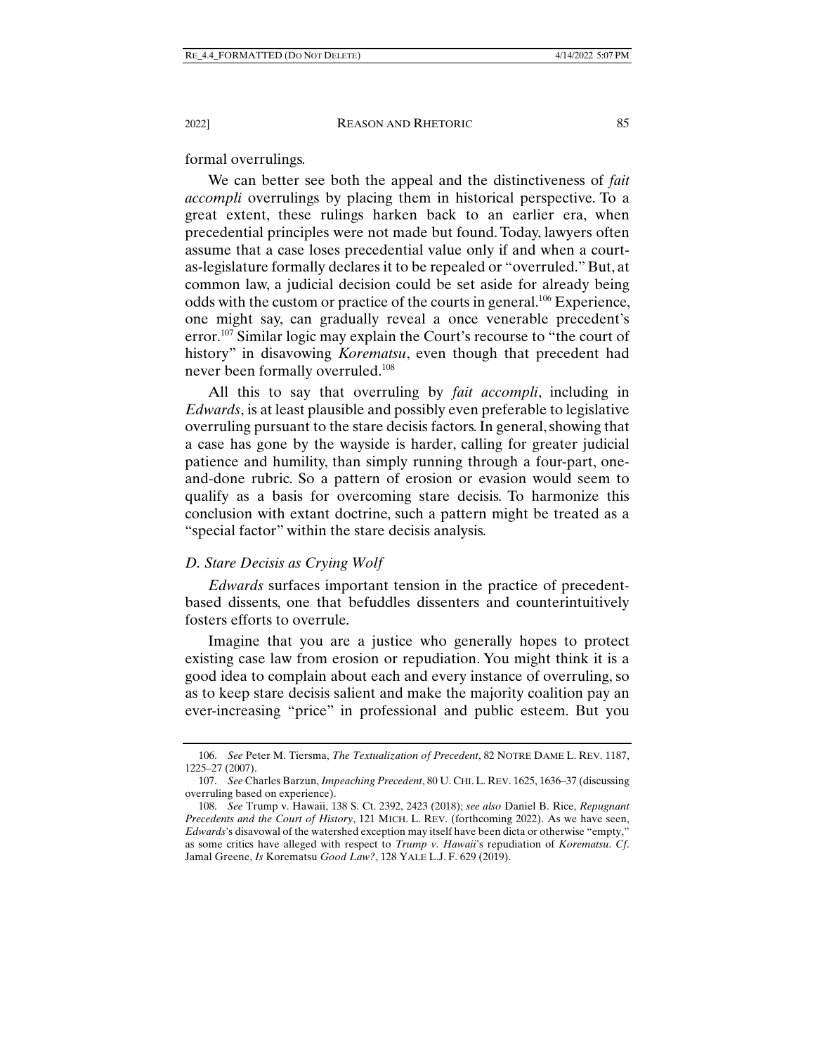formal overrulings.

We can better see both the appeal and the distinctiveness of *fait accompli* overrulings by placing them in historical perspective. To a great extent, these rulings harken back to an earlier era, when precedential principles were not made but found. Today, lawyers often assume that a case loses precedential value only if and when a court-as-legislature formally declares it to be repealed or "overruled." But, at common law, a judicial decision could be set aside for already being odds with the custom or practice of the courts in general.[106] Experience, one might say, can gradually reveal a once venerable precedent's error.[107] Similar logic may explain the Court's recourse to "the court of history" in disavowing *Korematsu*, even though that precedent had never been formally overruled.[108]

All this to say that overruling by *fait accompli*, including in *Edwards*, is at least plausible and possibly even preferable to legislative overruling pursuant to the stare decisis factors. In general, showing that a case has gone by the wayside is harder, calling for greater judicial patience and humility, than simply running through a four-part, one-and-done rubric. So a pattern of erosion or evasion would seem to qualify as a basis for overcoming stare decisis. To harmonize this conclusion with extant doctrine, such a pattern might be treated as a "special factor" within the stare decisis analysis.

### *D. Stare Decisis as Crying Wolf*

*Edwards* surfaces important tension in the practice of precedent-based dissents, one that befuddles dissenters and counterintuitively fosters efforts to overrule.

Imagine that you are a justice who generally hopes to protect existing case law from erosion or repudiation. You might think it is a good idea to complain about each and every instance of overruling, so as to keep stare decisis salient and make the majority coalition pay an ever-increasing "price" in professional and public esteem. But you

---

106. *See* Peter M. Tiersma, *The Textualization of Precedent*, 82 NOTRE DAME L. REV. 1187, 1225–27 (2007).

107. *See* Charles Barzun, *Impeaching Precedent*, 80 U. CHI. L. REV. 1625, 1636–37 (discussing overruling based on experience).

108. *See* Trump v. Hawaii, 138 S. Ct. 2392, 2423 (2018); *see also* Daniel B. Rice, *Repugnant Precedents and the Court of History*, 121 MICH. L. REV. (forthcoming 2022). As we have seen, *Edwards*'s disavowal of the watershed exception may itself have been dicta or otherwise "empty," as some critics have alleged with respect to *Trump v. Hawaii*'s repudiation of *Korematsu*. *Cf*. Jamal Greene, *Is* Korematsu *Good Law?*, 128 YALE L.J. F. 629 (2019).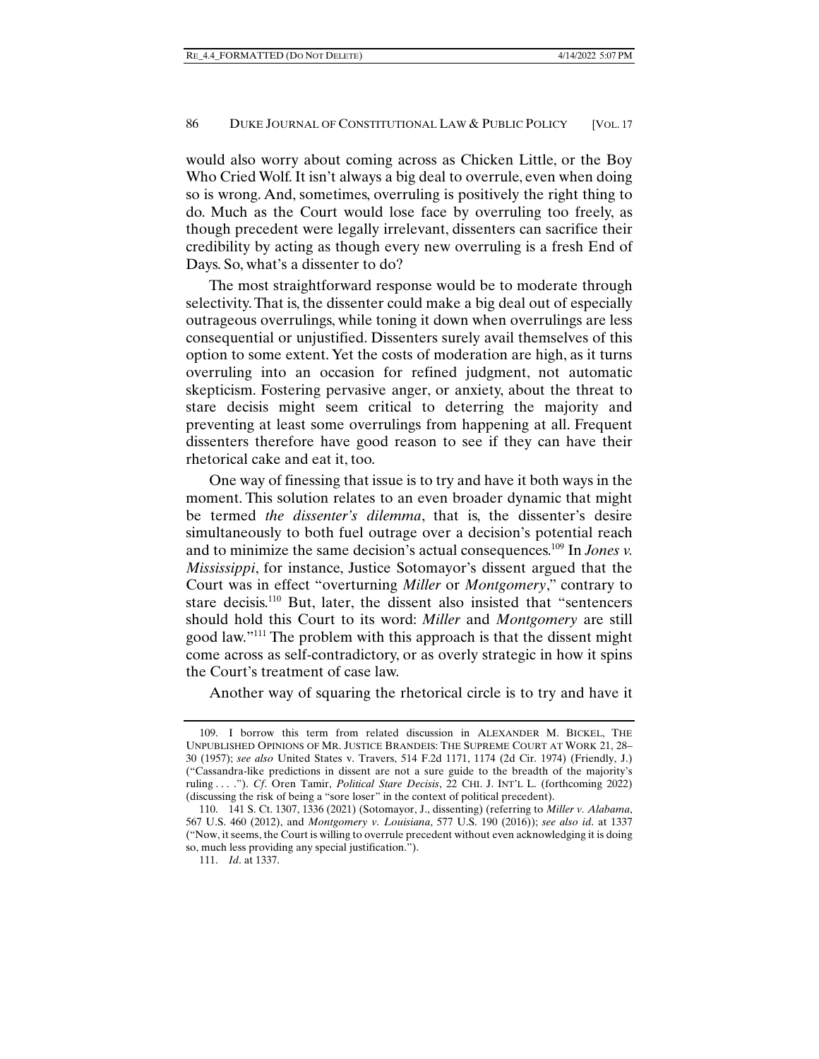would also worry about coming across as Chicken Little, or the Boy Who Cried Wolf. It isn't always a big deal to overrule, even when doing so is wrong. And, sometimes, overruling is positively the right thing to do. Much as the Court would lose face by overruling too freely, as though precedent were legally irrelevant, dissenters can sacrifice their credibility by acting as though every new overruling is a fresh End of Days. So, what's a dissenter to do?

The most straightforward response would be to moderate through selectivity. That is, the dissenter could make a big deal out of especially outrageous overrulings, while toning it down when overrulings are less consequential or unjustified. Dissenters surely avail themselves of this option to some extent. Yet the costs of moderation are high, as it turns overruling into an occasion for refined judgment, not automatic skepticism. Fostering pervasive anger, or anxiety, about the threat to stare decisis might seem critical to deterring the majority and preventing at least some overrulings from happening at all. Frequent dissenters therefore have good reason to see if they can have their rhetorical cake and eat it, too.

One way of finessing that issue is to try and have it both ways in the moment. This solution relates to an even broader dynamic that might be termed *the dissenter's dilemma*, that is, the dissenter's desire simultaneously to both fuel outrage over a decision's potential reach and to minimize the same decision's actual consequences.[109] In *Jones v. Mississippi*, for instance, Justice Sotomayor's dissent argued that the Court was in effect "overturning *Miller* or *Montgomery*," contrary to stare decisis.[110] But, later, the dissent also insisted that "sentencers should hold this Court to its word: *Miller* and *Montgomery* are still good law."[111] The problem with this approach is that the dissent might come across as self-contradictory, or as overly strategic in how it spins the Court's treatment of case law.

Another way of squaring the rhetorical circle is to try and have it

109. I borrow this term from related discussion in ALEXANDER M. BICKEL, THE UNPUBLISHED OPINIONS OF MR. JUSTICE BRANDEIS: THE SUPREME COURT AT WORK 21, 28–30 (1957); *see also* United States v. Travers, 514 F.2d 1171, 1174 (2d Cir. 1974) (Friendly, J.) ("Cassandra-like predictions in dissent are not a sure guide to the breadth of the majority's ruling . . . ."). *Cf*. Oren Tamir, *Political Stare Decisis*, 22 CHI. J. INT'L L. (forthcoming 2022) (discussing the risk of being a "sore loser" in the context of political precedent).

110. 141 S. Ct. 1307, 1336 (2021) (Sotomayor, J., dissenting) (referring to *Miller v. Alabama*, 567 U.S. 460 (2012), and *Montgomery v. Louisiana*, 577 U.S. 190 (2016)); *see also id*. at 1337 ("Now, it seems, the Court is willing to overrule precedent without even acknowledging it is doing so, much less providing any special justification.").

111. *Id*. at 1337.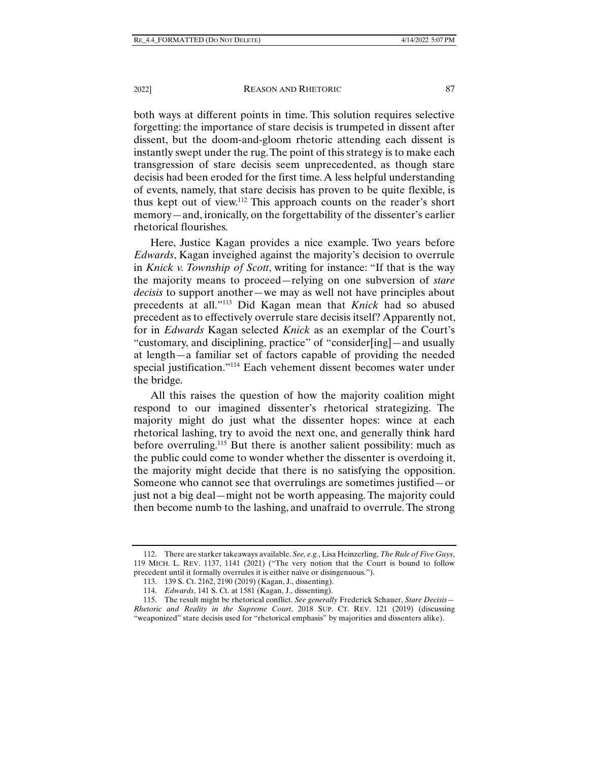both ways at different points in time. This solution requires selective forgetting: the importance of stare decisis is trumpeted in dissent after dissent, but the doom-and-gloom rhetoric attending each dissent is instantly swept under the rug. The point of this strategy is to make each transgression of stare decisis seem unprecedented, as though stare decisis had been eroded for the first time. A less helpful understanding of events, namely, that stare decisis has proven to be quite flexible, is thus kept out of view.[112] This approach counts on the reader's short memory—and, ironically, on the forgettability of the dissenter's earlier rhetorical flourishes.

Here, Justice Kagan provides a nice example. Two years before *Edwards*, Kagan inveighed against the majority's decision to overrule in *Knick v. Township of Scott*, writing for instance: "If that is the way the majority means to proceed—relying on one subversion of *stare decisis* to support another—we may as well not have principles about precedents at all."[113] Did Kagan mean that *Knick* had so abused precedent as to effectively overrule stare decisis itself? Apparently not, for in *Edwards* Kagan selected *Knick* as an exemplar of the Court's "customary, and disciplining, practice" of "consider[ing]—and usually at length—a familiar set of factors capable of providing the needed special justification."[114] Each vehement dissent becomes water under the bridge.

All this raises the question of how the majority coalition might respond to our imagined dissenter's rhetorical strategizing. The majority might do just what the dissenter hopes: wince at each rhetorical lashing, try to avoid the next one, and generally think hard before overruling.[115] But there is another salient possibility: much as the public could come to wonder whether the dissenter is overdoing it, the majority might decide that there is no satisfying the opposition. Someone who cannot see that overrulings are sometimes justified—or just not a big deal—might not be worth appeasing. The majority could then become numb to the lashing, and unafraid to overrule. The strong

---

112. There are starker takeaways available. *See, e.g.*, Lisa Heinzerling, *The Rule of Five Guys*, 119 MICH. L. REV. 1137, 1141 (2021) ("The very notion that the Court is bound to follow precedent until it formally overrules it is either naïve or disingenuous.").

113. 139 S. Ct. 2162, 2190 (2019) (Kagan, J., dissenting).

114. *Edwards*, 141 S. Ct. at 1581 (Kagan, J., dissenting).

115. The result might be rhetorical conflict. *See generally* Frederick Schauer, *Stare Decisis—Rhetoric and Reality in the Supreme Court*, 2018 SUP. CT. REV. 121 (2019) (discussing "weaponized" stare decisis used for "rhetorical emphasis" by majorities and dissenters alike).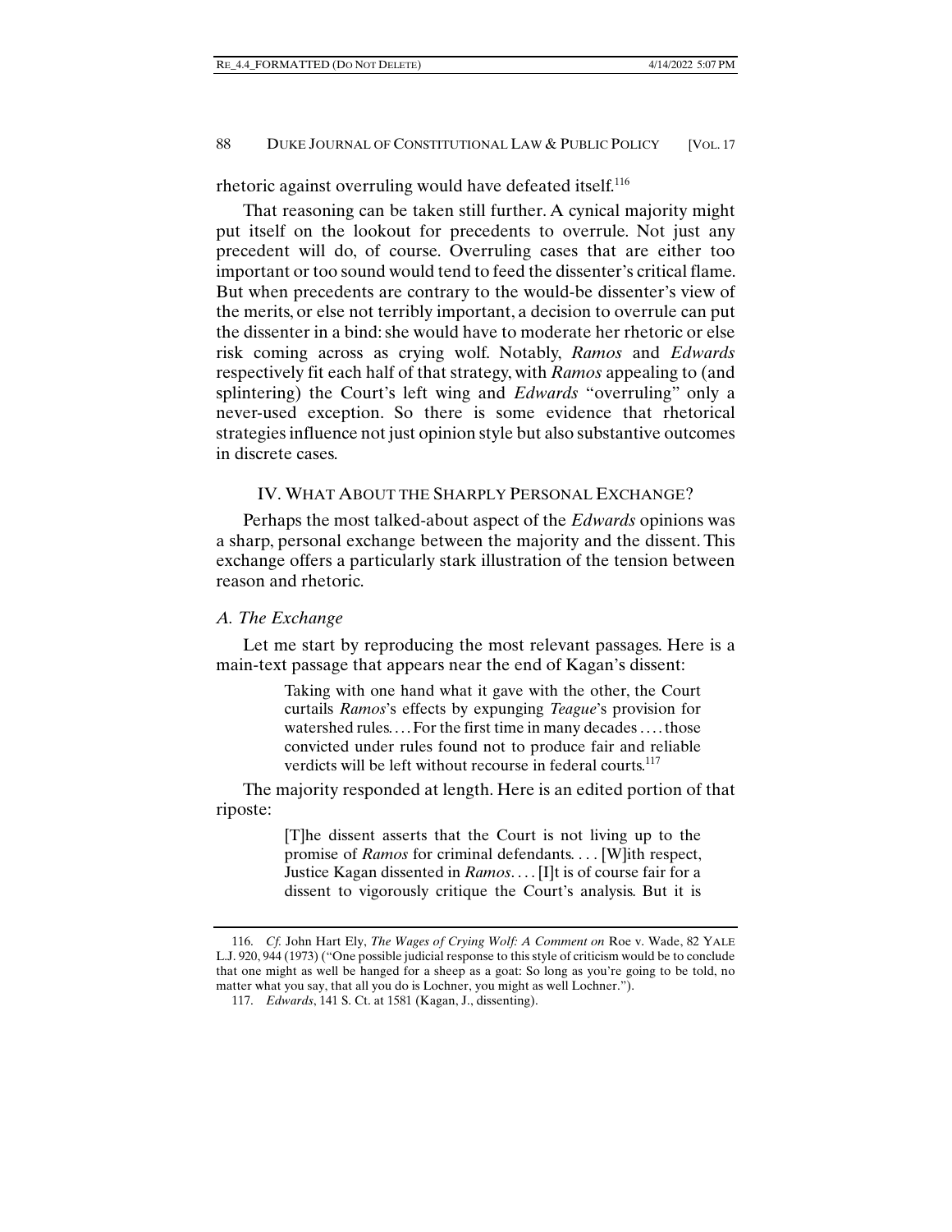rhetoric against overruling would have defeated itself.[116]

That reasoning can be taken still further. A cynical majority might put itself on the lookout for precedents to overrule. Not just any precedent will do, of course. Overruling cases that are either too important or too sound would tend to feed the dissenter's critical flame. But when precedents are contrary to the would-be dissenter's view of the merits, or else not terribly important, a decision to overrule can put the dissenter in a bind: she would have to moderate her rhetoric or else risk coming across as crying wolf. Notably, *Ramos* and *Edwards* respectively fit each half of that strategy, with *Ramos* appealing to (and splintering) the Court's left wing and *Edwards* "overruling" only a never-used exception. So there is some evidence that rhetorical strategies influence not just opinion style but also substantive outcomes in discrete cases.

## IV. WHAT ABOUT THE SHARPLY PERSONAL EXCHANGE?

Perhaps the most talked-about aspect of the *Edwards* opinions was a sharp, personal exchange between the majority and the dissent. This exchange offers a particularly stark illustration of the tension between reason and rhetoric.

### *A. The Exchange*

Let me start by reproducing the most relevant passages. Here is a main-text passage that appears near the end of Kagan's dissent:

> Taking with one hand what it gave with the other, the Court curtails *Ramos*'s effects by expunging *Teague*'s provision for watershed rules. . . . For the first time in many decades . . . . those convicted under rules found not to produce fair and reliable verdicts will be left without recourse in federal courts.[117]

The majority responded at length. Here is an edited portion of that riposte:

> [T]he dissent asserts that the Court is not living up to the promise of *Ramos* for criminal defendants. . . . [W]ith respect, Justice Kagan dissented in *Ramos*. . . . [I]t is of course fair for a dissent to vigorously critique the Court's analysis. But it is

---

116. *Cf.* John Hart Ely, *The Wages of Crying Wolf: A Comment on* Roe v. Wade, 82 YALE L.J. 920, 944 (1973) ("One possible judicial response to this style of criticism would be to conclude that one might as well be hanged for a sheep as a goat: So long as you're going to be told, no matter what you say, that all you do is Lochner, you might as well Lochner.").

117. *Edwards*, 141 S. Ct. at 1581 (Kagan, J., dissenting).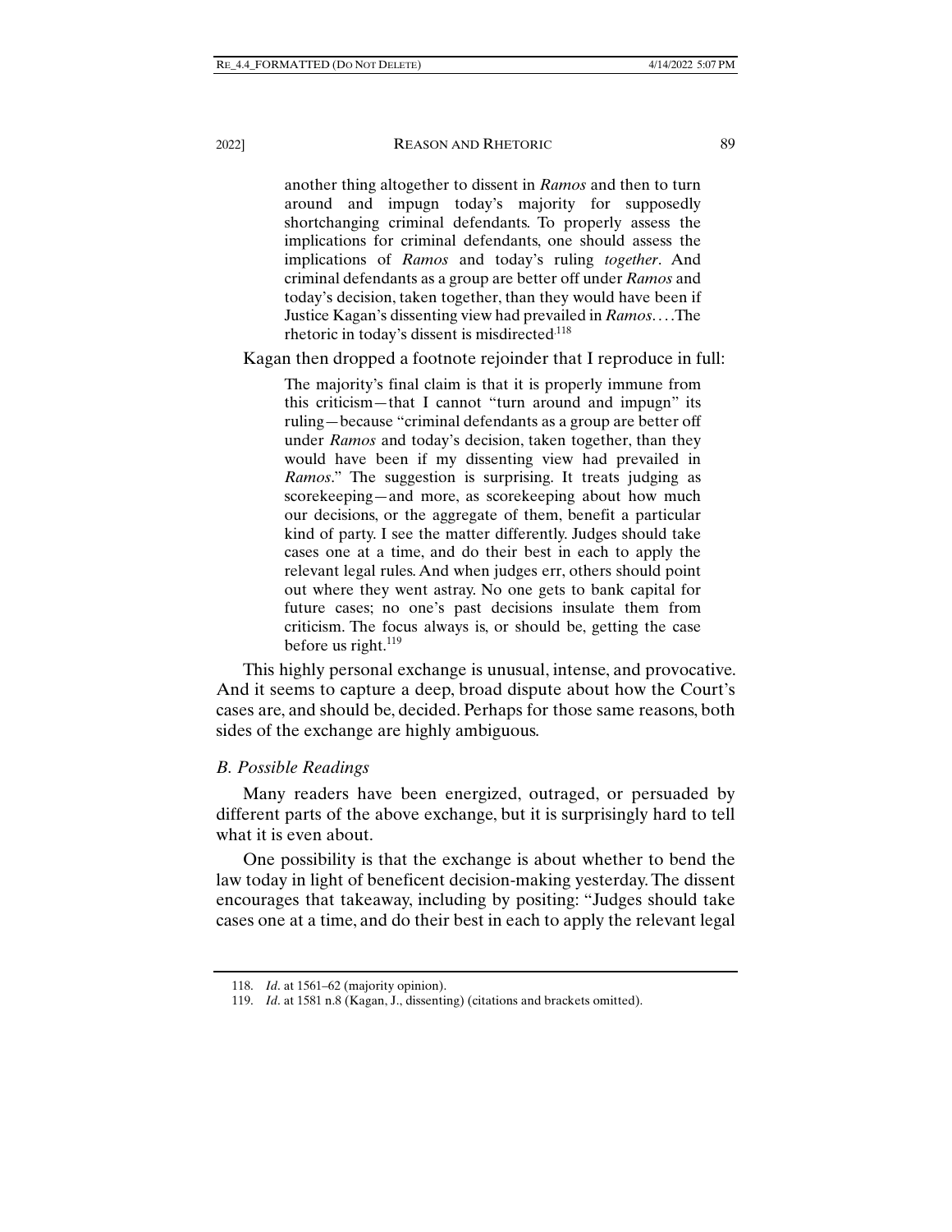> another thing altogether to dissent in *Ramos* and then to turn around and impugn today's majority for supposedly shortchanging criminal defendants. To properly assess the implications for criminal defendants, one should assess the implications of *Ramos* and today's ruling *together*. And criminal defendants as a group are better off under *Ramos* and today's decision, taken together, than they would have been if Justice Kagan's dissenting view had prevailed in *Ramos*. . . .The rhetoric in today's dissent is misdirected.[118]

Kagan then dropped a footnote rejoinder that I reproduce in full:

> The majority's final claim is that it is properly immune from this criticism—that I cannot "turn around and impugn" its ruling—because "criminal defendants as a group are better off under *Ramos* and today's decision, taken together, than they would have been if my dissenting view had prevailed in *Ramos*." The suggestion is surprising. It treats judging as scorekeeping—and more, as scorekeeping about how much our decisions, or the aggregate of them, benefit a particular kind of party. I see the matter differently. Judges should take cases one at a time, and do their best in each to apply the relevant legal rules. And when judges err, others should point out where they went astray. No one gets to bank capital for future cases; no one's past decisions insulate them from criticism. The focus always is, or should be, getting the case before us right.[119]

This highly personal exchange is unusual, intense, and provocative. And it seems to capture a deep, broad dispute about how the Court's cases are, and should be, decided. Perhaps for those same reasons, both sides of the exchange are highly ambiguous.

### *B. Possible Readings*

Many readers have been energized, outraged, or persuaded by different parts of the above exchange, but it is surprisingly hard to tell what it is even about.

One possibility is that the exchange is about whether to bend the law today in light of beneficent decision-making yesterday. The dissent encourages that takeaway, including by positing: "Judges should take cases one at a time, and do their best in each to apply the relevant legal

---

118. *Id*. at 1561–62 (majority opinion).

119. *Id*. at 1581 n.8 (Kagan, J., dissenting) (citations and brackets omitted).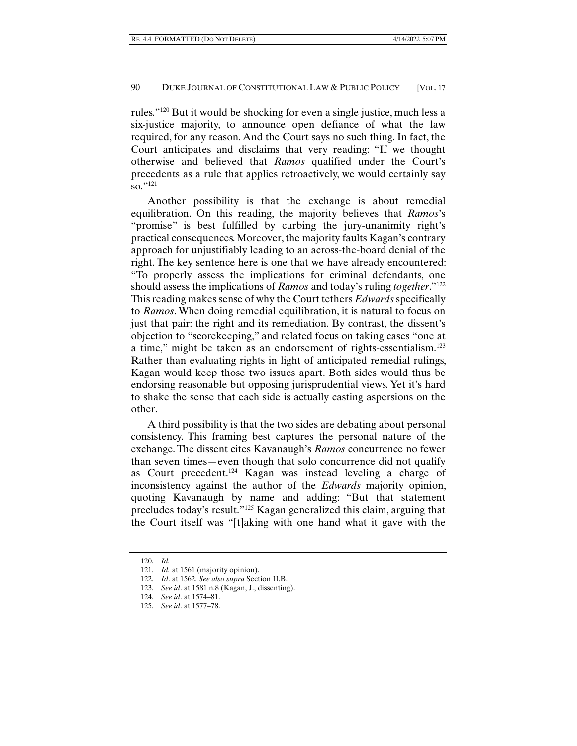rules."[120] But it would be shocking for even a single justice, much less a six-justice majority, to announce open defiance of what the law required, for any reason. And the Court says no such thing. In fact, the Court anticipates and disclaims that very reading: "If we thought otherwise and believed that *Ramos* qualified under the Court's precedents as a rule that applies retroactively, we would certainly say so."[121]

Another possibility is that the exchange is about remedial equilibration. On this reading, the majority believes that *Ramos*'s "promise" is best fulfilled by curbing the jury-unanimity right's practical consequences. Moreover, the majority faults Kagan's contrary approach for unjustifiably leading to an across-the-board denial of the right. The key sentence here is one that we have already encountered: "To properly assess the implications for criminal defendants, one should assess the implications of *Ramos* and today's ruling *together*."[122] This reading makes sense of why the Court tethers *Edwards* specifically to *Ramos*. When doing remedial equilibration, it is natural to focus on just that pair: the right and its remediation. By contrast, the dissent's objection to "scorekeeping," and related focus on taking cases "one at a time," might be taken as an endorsement of rights-essentialism.[123] Rather than evaluating rights in light of anticipated remedial rulings, Kagan would keep those two issues apart. Both sides would thus be endorsing reasonable but opposing jurisprudential views. Yet it's hard to shake the sense that each side is actually casting aspersions on the other.

A third possibility is that the two sides are debating about personal consistency. This framing best captures the personal nature of the exchange. The dissent cites Kavanaugh's *Ramos* concurrence no fewer than seven times—even though that solo concurrence did not qualify as Court precedent.[124] Kagan was instead leveling a charge of inconsistency against the author of the *Edwards* majority opinion, quoting Kavanaugh by name and adding: "But that statement precludes today's result."[125] Kagan generalized this claim, arguing that the Court itself was "[t]aking with one hand what it gave with the

120. *Id.*

121. *Id.* at 1561 (majority opinion).

122. *Id*. at 1562. *See also supra* Section II.B.

123. *See id*. at 1581 n.8 (Kagan, J., dissenting).

124. *See id*. at 1574–81.

125. *See id*. at 1577–78.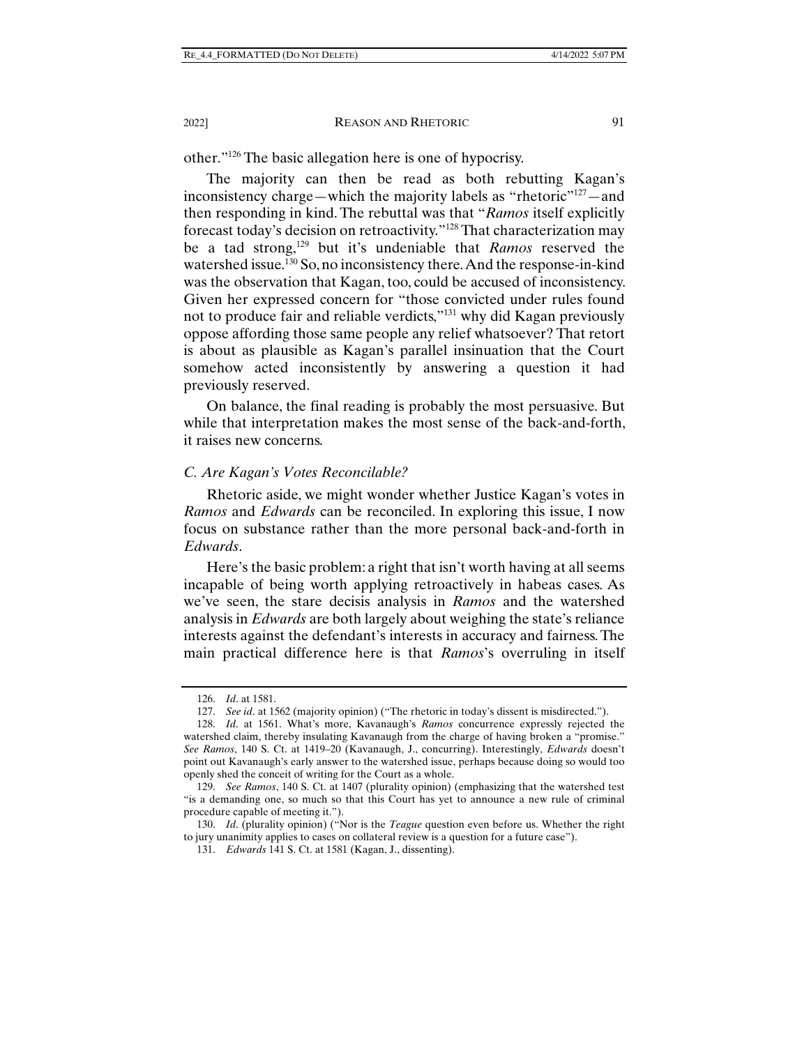other."[126] The basic allegation here is one of hypocrisy.

The majority can then be read as both rebutting Kagan's inconsistency charge—which the majority labels as "rhetoric"[127]—and then responding in kind. The rebuttal was that "*Ramos* itself explicitly forecast today's decision on retroactivity."[128] That characterization may be a tad strong,[129] but it's undeniable that *Ramos* reserved the watershed issue.[130] So, no inconsistency there. And the response-in-kind was the observation that Kagan, too, could be accused of inconsistency. Given her expressed concern for "those convicted under rules found not to produce fair and reliable verdicts,"[131] why did Kagan previously oppose affording those same people any relief whatsoever? That retort is about as plausible as Kagan's parallel insinuation that the Court somehow acted inconsistently by answering a question it had previously reserved.

On balance, the final reading is probably the most persuasive. But while that interpretation makes the most sense of the back-and-forth, it raises new concerns.

### *C. Are Kagan's Votes Reconcilable?*

Rhetoric aside, we might wonder whether Justice Kagan's votes in *Ramos* and *Edwards* can be reconciled. In exploring this issue, I now focus on substance rather than the more personal back-and-forth in *Edwards*.

Here's the basic problem: a right that isn't worth having at all seems incapable of being worth applying retroactively in habeas cases. As we've seen, the stare decisis analysis in *Ramos* and the watershed analysis in *Edwards* are both largely about weighing the state's reliance interests against the defendant's interests in accuracy and fairness. The main practical difference here is that *Ramos*'s overruling in itself

---

126. *Id*. at 1581.

127. *See id*. at 1562 (majority opinion) ("The rhetoric in today's dissent is misdirected.").

128. *Id*. at 1561. What's more, Kavanaugh's *Ramos* concurrence expressly rejected the watershed claim, thereby insulating Kavanaugh from the charge of having broken a "promise." *See Ramos*, 140 S. Ct. at 1419–20 (Kavanaugh, J., concurring). Interestingly, *Edwards* doesn't point out Kavanaugh's early answer to the watershed issue, perhaps because doing so would too openly shed the conceit of writing for the Court as a whole.

129. *See Ramos*, 140 S. Ct. at 1407 (plurality opinion) (emphasizing that the watershed test "is a demanding one, so much so that this Court has yet to announce a new rule of criminal procedure capable of meeting it.").

130. *Id*. (plurality opinion) ("Nor is the *Teague* question even before us. Whether the right to jury unanimity applies to cases on collateral review is a question for a future case").

131. *Edwards* 141 S. Ct. at 1581 (Kagan, J., dissenting).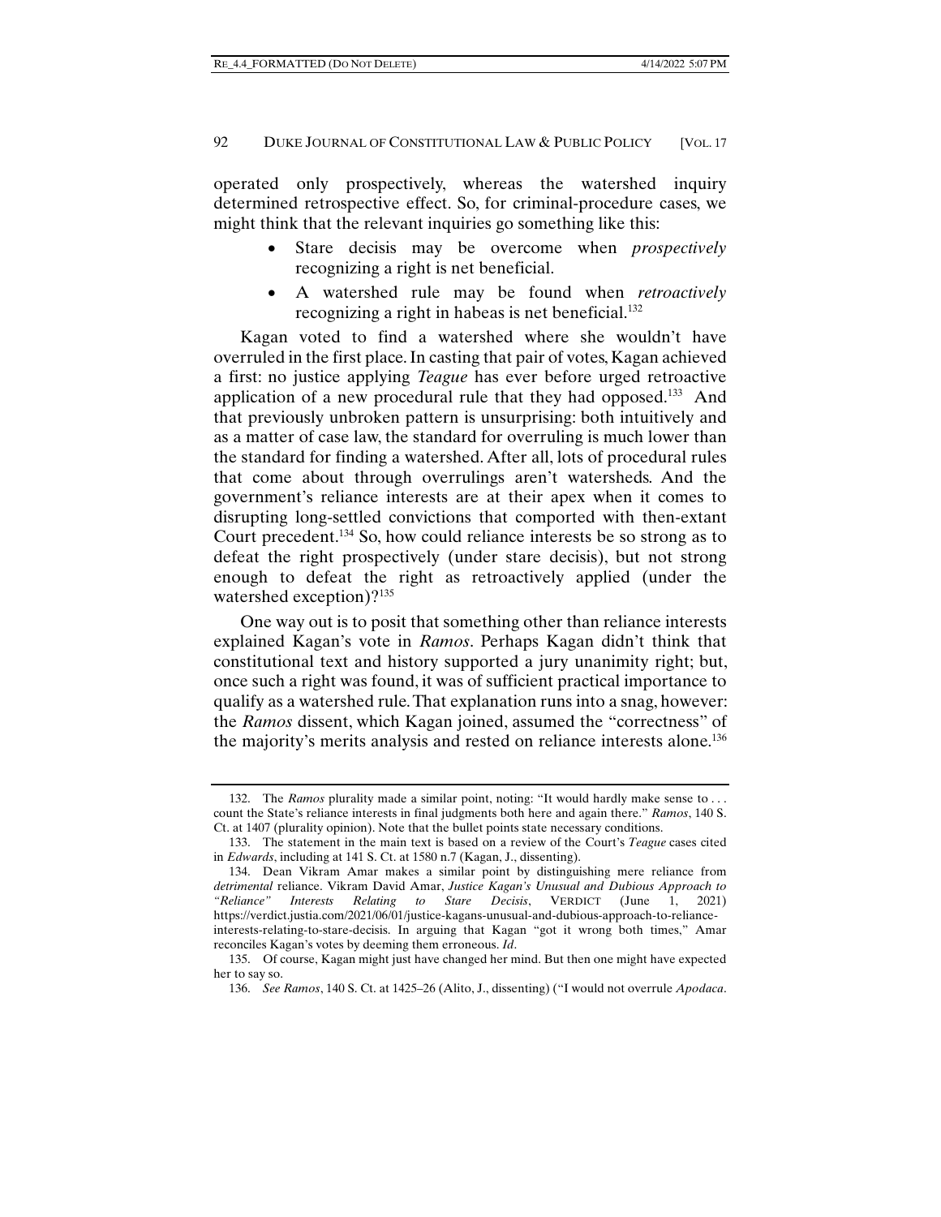operated only prospectively, whereas the watershed inquiry determined retrospective effect. So, for criminal-procedure cases, we might think that the relevant inquiries go something like this:

- Stare decisis may be overcome when *prospectively* recognizing a right is net beneficial.
- A watershed rule may be found when *retroactively* recognizing a right in habeas is net beneficial.[132]

Kagan voted to find a watershed where she wouldn't have overruled in the first place. In casting that pair of votes, Kagan achieved a first: no justice applying *Teague* has ever before urged retroactive application of a new procedural rule that they had opposed.[133] And that previously unbroken pattern is unsurprising: both intuitively and as a matter of case law, the standard for overruling is much lower than the standard for finding a watershed. After all, lots of procedural rules that come about through overrulings aren't watersheds. And the government's reliance interests are at their apex when it comes to disrupting long-settled convictions that comported with then-extant Court precedent.[134] So, how could reliance interests be so strong as to defeat the right prospectively (under stare decisis), but not strong enough to defeat the right as retroactively applied (under the watershed exception)?[135]

One way out is to posit that something other than reliance interests explained Kagan's vote in *Ramos*. Perhaps Kagan didn't think that constitutional text and history supported a jury unanimity right; but, once such a right was found, it was of sufficient practical importance to qualify as a watershed rule. That explanation runs into a snag, however: the *Ramos* dissent, which Kagan joined, assumed the "correctness" of the majority's merits analysis and rested on reliance interests alone.[136]

---

132. The *Ramos* plurality made a similar point, noting: "It would hardly make sense to . . . count the State's reliance interests in final judgments both here and again there." *Ramos*, 140 S. Ct. at 1407 (plurality opinion). Note that the bullet points state necessary conditions.

133. The statement in the main text is based on a review of the Court's *Teague* cases cited in *Edwards*, including at 141 S. Ct. at 1580 n.7 (Kagan, J., dissenting).

134. Dean Vikram Amar makes a similar point by distinguishing mere reliance from *detrimental* reliance. Vikram David Amar, *Justice Kagan's Unusual and Dubious Approach to "Reliance" Interests Relating to Stare Decisis*, VERDICT (June 1, 2021) https://verdict.justia.com/2021/06/01/justice-kagans-unusual-and-dubious-approach-to-reliance-interests-relating-to-stare-decisis. In arguing that Kagan "got it wrong both times," Amar reconciles Kagan's votes by deeming them erroneous. *Id*.

135. Of course, Kagan might just have changed her mind. But then one might have expected her to say so.

136. *See Ramos*, 140 S. Ct. at 1425–26 (Alito, J., dissenting) ("I would not overrule *Apodaca*.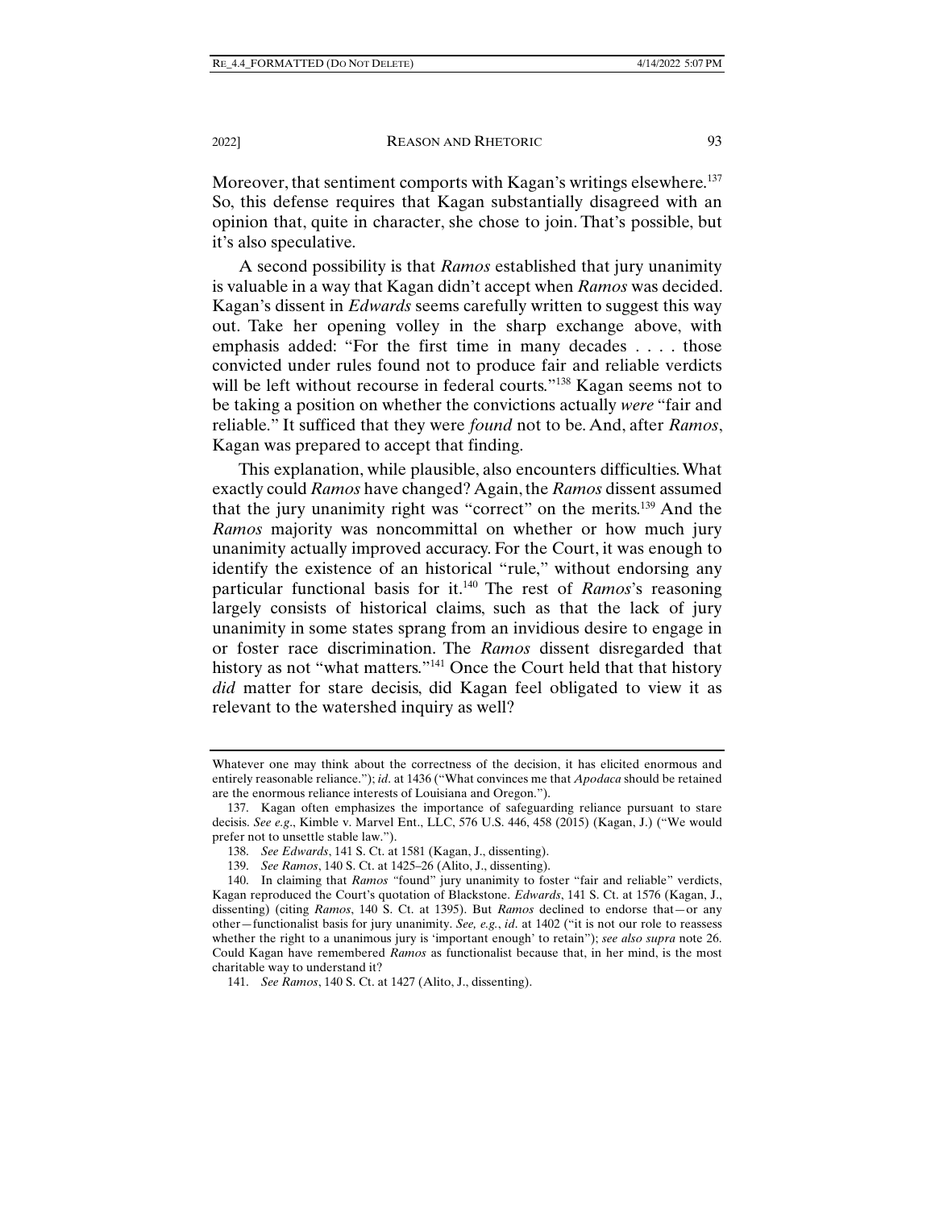Moreover, that sentiment comports with Kagan's writings elsewhere.[137] So, this defense requires that Kagan substantially disagreed with an opinion that, quite in character, she chose to join. That's possible, but it's also speculative.

A second possibility is that *Ramos* established that jury unanimity is valuable in a way that Kagan didn't accept when *Ramos* was decided. Kagan's dissent in *Edwards* seems carefully written to suggest this way out. Take her opening volley in the sharp exchange above, with emphasis added: "For the first time in many decades . . . . those convicted under rules found not to produce fair and reliable verdicts will be left without recourse in federal courts."[138] Kagan seems not to be taking a position on whether the convictions actually *were* "fair and reliable." It sufficed that they were *found* not to be. And, after *Ramos*, Kagan was prepared to accept that finding.

This explanation, while plausible, also encounters difficulties. What exactly could *Ramos* have changed? Again, the *Ramos* dissent assumed that the jury unanimity right was "correct" on the merits.[139] And the *Ramos* majority was noncommittal on whether or how much jury unanimity actually improved accuracy. For the Court, it was enough to identify the existence of an historical "rule," without endorsing any particular functional basis for it.[140] The rest of *Ramos*'s reasoning largely consists of historical claims, such as that the lack of jury unanimity in some states sprang from an invidious desire to engage in or foster race discrimination. The *Ramos* dissent disregarded that history as not "what matters."[141] Once the Court held that that history *did* matter for stare decisis, did Kagan feel obligated to view it as relevant to the watershed inquiry as well?

---

Whatever one may think about the correctness of the decision, it has elicited enormous and entirely reasonable reliance."); *id*. at 1436 ("What convinces me that *Apodaca* should be retained are the enormous reliance interests of Louisiana and Oregon.").

137. Kagan often emphasizes the importance of safeguarding reliance pursuant to stare decisis. *See e.g*., Kimble v. Marvel Ent., LLC, 576 U.S. 446, 458 (2015) (Kagan, J.) ("We would prefer not to unsettle stable law.").

138. *See Edwards*, 141 S. Ct. at 1581 (Kagan, J., dissenting).

139. *See Ramos*, 140 S. Ct. at 1425–26 (Alito, J., dissenting).

140. In claiming that *Ramos* "found" jury unanimity to foster "fair and reliable" verdicts, Kagan reproduced the Court's quotation of Blackstone. *Edwards*, 141 S. Ct. at 1576 (Kagan, J., dissenting) (citing *Ramos*, 140 S. Ct. at 1395). But *Ramos* declined to endorse that—or any other—functionalist basis for jury unanimity. *See, e.g.*, *id*. at 1402 ("it is not our role to reassess whether the right to a unanimous jury is 'important enough' to retain"); *see also supra* note 26. Could Kagan have remembered *Ramos* as functionalist because that, in her mind, is the most charitable way to understand it?

141. *See Ramos*, 140 S. Ct. at 1427 (Alito, J., dissenting).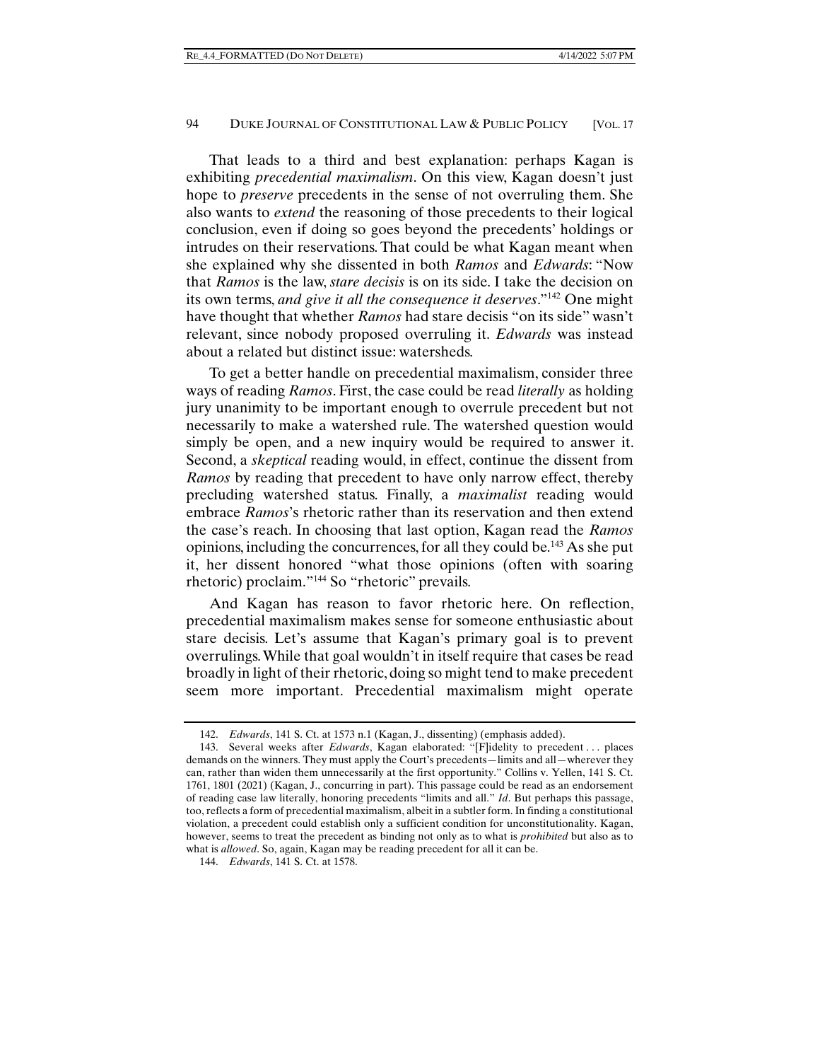That leads to a third and best explanation: perhaps Kagan is exhibiting *precedential maximalism*. On this view, Kagan doesn't just hope to *preserve* precedents in the sense of not overruling them. She also wants to *extend* the reasoning of those precedents to their logical conclusion, even if doing so goes beyond the precedents' holdings or intrudes on their reservations. That could be what Kagan meant when she explained why she dissented in both *Ramos* and *Edwards*: "Now that *Ramos* is the law, *stare decisis* is on its side. I take the decision on its own terms, *and give it all the consequence it deserves*."[142] One might have thought that whether *Ramos* had stare decisis "on its side" wasn't relevant, since nobody proposed overruling it. *Edwards* was instead about a related but distinct issue: watersheds.

To get a better handle on precedential maximalism, consider three ways of reading *Ramos*. First, the case could be read *literally* as holding jury unanimity to be important enough to overrule precedent but not necessarily to make a watershed rule. The watershed question would simply be open, and a new inquiry would be required to answer it. Second, a *skeptical* reading would, in effect, continue the dissent from *Ramos* by reading that precedent to have only narrow effect, thereby precluding watershed status. Finally, a *maximalist* reading would embrace *Ramos*'s rhetoric rather than its reservation and then extend the case's reach. In choosing that last option, Kagan read the *Ramos* opinions, including the concurrences, for all they could be.[143] As she put it, her dissent honored "what those opinions (often with soaring rhetoric) proclaim."[144] So "rhetoric" prevails.

And Kagan has reason to favor rhetoric here. On reflection, precedential maximalism makes sense for someone enthusiastic about stare decisis. Let's assume that Kagan's primary goal is to prevent overrulings. While that goal wouldn't in itself require that cases be read broadly in light of their rhetoric, doing so might tend to make precedent seem more important. Precedential maximalism might operate

142. *Edwards*, 141 S. Ct. at 1573 n.1 (Kagan, J., dissenting) (emphasis added).

143. Several weeks after *Edwards*, Kagan elaborated: "[F]idelity to precedent . . . places demands on the winners. They must apply the Court's precedents—limits and all—wherever they can, rather than widen them unnecessarily at the first opportunity." Collins v. Yellen, 141 S. Ct. 1761, 1801 (2021) (Kagan, J., concurring in part). This passage could be read as an endorsement of reading case law literally, honoring precedents "limits and all." *Id*. But perhaps this passage, too, reflects a form of precedential maximalism, albeit in a subtler form. In finding a constitutional violation, a precedent could establish only a sufficient condition for unconstitutionality. Kagan, however, seems to treat the precedent as binding not only as to what is *prohibited* but also as to what is *allowed*. So, again, Kagan may be reading precedent for all it can be.

144. *Edwards*, 141 S. Ct. at 1578.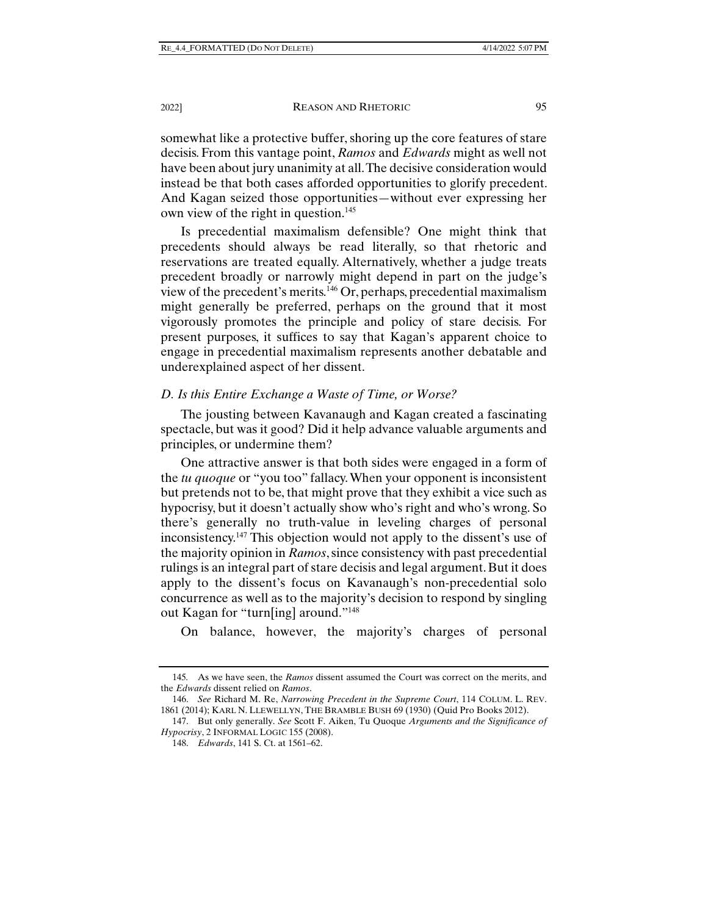somewhat like a protective buffer, shoring up the core features of stare decisis. From this vantage point, *Ramos* and *Edwards* might as well not have been about jury unanimity at all. The decisive consideration would instead be that both cases afforded opportunities to glorify precedent. And Kagan seized those opportunities—without ever expressing her own view of the right in question.[145]

Is precedential maximalism defensible? One might think that precedents should always be read literally, so that rhetoric and reservations are treated equally. Alternatively, whether a judge treats precedent broadly or narrowly might depend in part on the judge's view of the precedent's merits.[146] Or, perhaps, precedential maximalism might generally be preferred, perhaps on the ground that it most vigorously promotes the principle and policy of stare decisis. For present purposes, it suffices to say that Kagan's apparent choice to engage in precedential maximalism represents another debatable and underexplained aspect of her dissent.

### *D. Is this Entire Exchange a Waste of Time, or Worse?*

The jousting between Kavanaugh and Kagan created a fascinating spectacle, but was it good? Did it help advance valuable arguments and principles, or undermine them?

One attractive answer is that both sides were engaged in a form of the *tu quoque* or "you too" fallacy. When your opponent is inconsistent but pretends not to be, that might prove that they exhibit a vice such as hypocrisy, but it doesn't actually show who's right and who's wrong. So there's generally no truth-value in leveling charges of personal inconsistency.[147] This objection would not apply to the dissent's use of the majority opinion in *Ramos*, since consistency with past precedential rulings is an integral part of stare decisis and legal argument. But it does apply to the dissent's focus on Kavanaugh's non-precedential solo concurrence as well as to the majority's decision to respond by singling out Kagan for "turn[ing] around."[148]

On balance, however, the majority's charges of personal

---

145. As we have seen, the *Ramos* dissent assumed the Court was correct on the merits, and the *Edwards* dissent relied on *Ramos*.

146. *See* Richard M. Re, *Narrowing Precedent in the Supreme Court*, 114 COLUM. L. REV. 1861 (2014); KARL N. LLEWELLYN, THE BRAMBLE BUSH 69 (1930) (Quid Pro Books 2012).

147. But only generally. *See* Scott F. Aiken, Tu Quoque *Arguments and the Significance of Hypocrisy*, 2 INFORMAL LOGIC 155 (2008).

148. *Edwards*, 141 S. Ct. at 1561–62.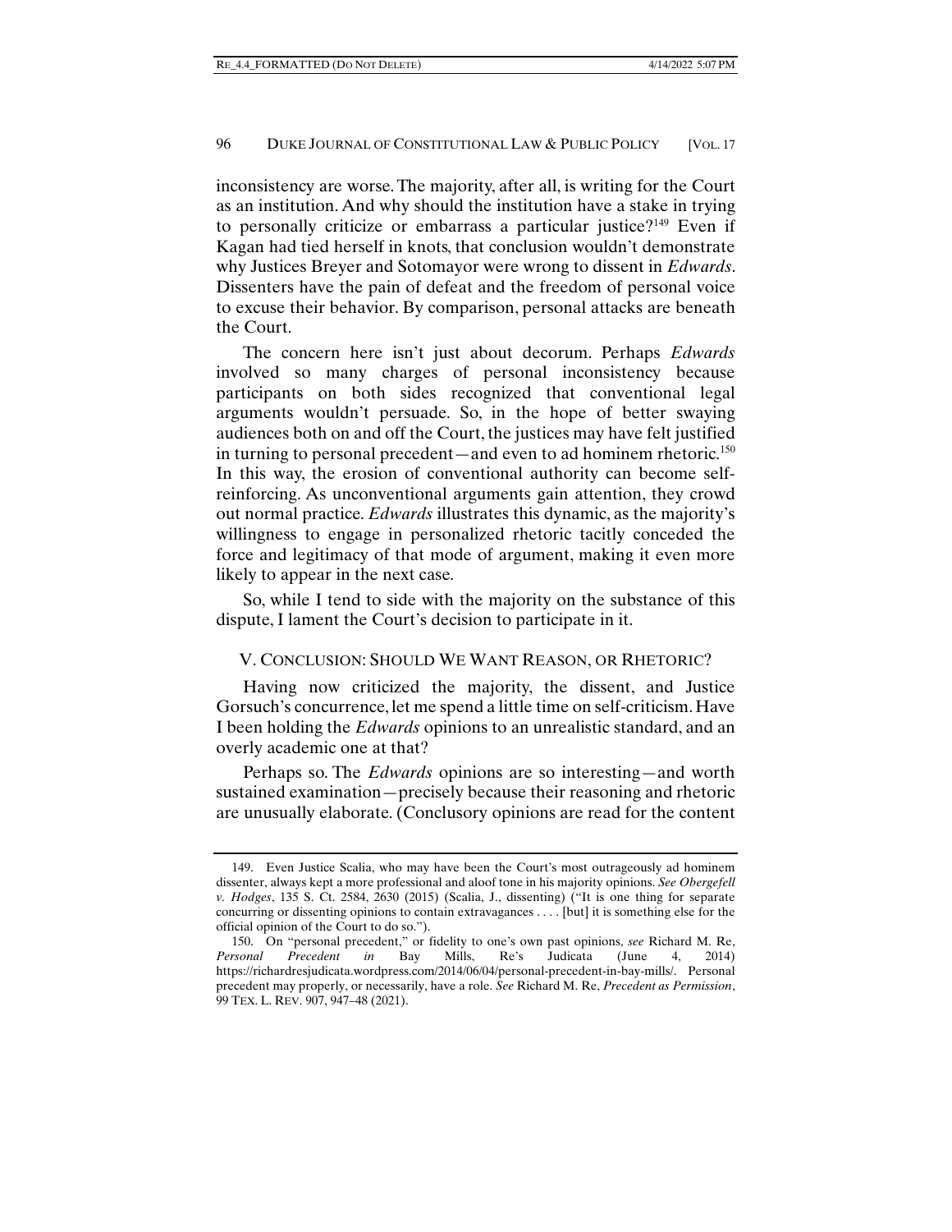inconsistency are worse. The majority, after all, is writing for the Court as an institution. And why should the institution have a stake in trying to personally criticize or embarrass a particular justice?[149] Even if Kagan had tied herself in knots, that conclusion wouldn't demonstrate why Justices Breyer and Sotomayor were wrong to dissent in *Edwards*. Dissenters have the pain of defeat and the freedom of personal voice to excuse their behavior. By comparison, personal attacks are beneath the Court.

The concern here isn't just about decorum. Perhaps *Edwards* involved so many charges of personal inconsistency because participants on both sides recognized that conventional legal arguments wouldn't persuade. So, in the hope of better swaying audiences both on and off the Court, the justices may have felt justified in turning to personal precedent—and even to ad hominem rhetoric.[150] In this way, the erosion of conventional authority can become self-reinforcing. As unconventional arguments gain attention, they crowd out normal practice. *Edwards* illustrates this dynamic, as the majority's willingness to engage in personalized rhetoric tacitly conceded the force and legitimacy of that mode of argument, making it even more likely to appear in the next case.

So, while I tend to side with the majority on the substance of this dispute, I lament the Court's decision to participate in it.

## V. CONCLUSION: SHOULD WE WANT REASON, OR RHETORIC?

Having now criticized the majority, the dissent, and Justice Gorsuch's concurrence, let me spend a little time on self-criticism. Have I been holding the *Edwards* opinions to an unrealistic standard, and an overly academic one at that?

Perhaps so. The *Edwards* opinions are so interesting—and worth sustained examination—precisely because their reasoning and rhetoric are unusually elaborate. (Conclusory opinions are read for the content

---

149. Even Justice Scalia, who may have been the Court's most outrageously ad hominem dissenter, always kept a more professional and aloof tone in his majority opinions. *See Obergefell v. Hodges*, 135 S. Ct. 2584, 2630 (2015) (Scalia, J., dissenting) ("It is one thing for separate concurring or dissenting opinions to contain extravagances . . . . [but] it is something else for the official opinion of the Court to do so.").

150. On "personal precedent," or fidelity to one's own past opinions, *see* Richard M. Re, *Personal Precedent in* Bay Mills, Re's Judicata (June 4, 2014) https://richardresjudicata.wordpress.com/2014/06/04/personal-precedent-in-bay-mills/. Personal precedent may properly, or necessarily, have a role. *See* Richard M. Re, *Precedent as Permission*, 99 TEX. L. REV. 907, 947–48 (2021).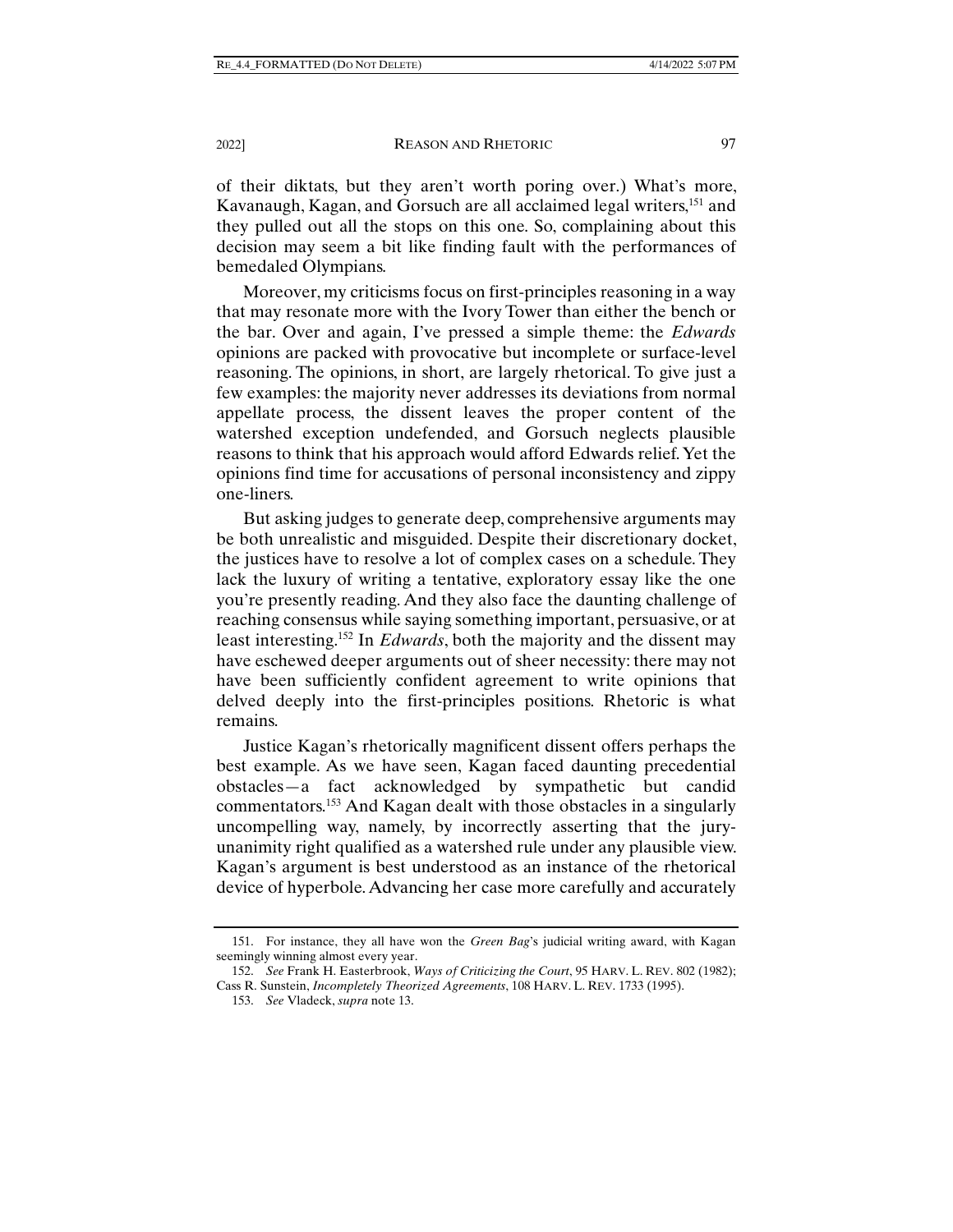of their diktats, but they aren't worth poring over.) What's more, Kavanaugh, Kagan, and Gorsuch are all acclaimed legal writers,[151] and they pulled out all the stops on this one. So, complaining about this decision may seem a bit like finding fault with the performances of bemedaled Olympians.

Moreover, my criticisms focus on first-principles reasoning in a way that may resonate more with the Ivory Tower than either the bench or the bar. Over and again, I've pressed a simple theme: the *Edwards* opinions are packed with provocative but incomplete or surface-level reasoning. The opinions, in short, are largely rhetorical. To give just a few examples: the majority never addresses its deviations from normal appellate process, the dissent leaves the proper content of the watershed exception undefended, and Gorsuch neglects plausible reasons to think that his approach would afford Edwards relief. Yet the opinions find time for accusations of personal inconsistency and zippy one-liners.

But asking judges to generate deep, comprehensive arguments may be both unrealistic and misguided. Despite their discretionary docket, the justices have to resolve a lot of complex cases on a schedule. They lack the luxury of writing a tentative, exploratory essay like the one you're presently reading. And they also face the daunting challenge of reaching consensus while saying something important, persuasive, or at least interesting.[152] In *Edwards*, both the majority and the dissent may have eschewed deeper arguments out of sheer necessity: there may not have been sufficiently confident agreement to write opinions that delved deeply into the first-principles positions. Rhetoric is what remains.

Justice Kagan's rhetorically magnificent dissent offers perhaps the best example. As we have seen, Kagan faced daunting precedential obstacles—a fact acknowledged by sympathetic but candid commentators.[153] And Kagan dealt with those obstacles in a singularly uncompelling way, namely, by incorrectly asserting that the jury-unanimity right qualified as a watershed rule under any plausible view. Kagan's argument is best understood as an instance of the rhetorical device of hyperbole. Advancing her case more carefully and accurately

---

151. For instance, they all have won the *Green Bag*'s judicial writing award, with Kagan seemingly winning almost every year.

152. *See* Frank H. Easterbrook, *Ways of Criticizing the Court*, 95 HARV. L. REV. 802 (1982); Cass R. Sunstein, *Incompletely Theorized Agreements*, 108 HARV. L. REV. 1733 (1995).

153. *See* Vladeck, *supra* note 13.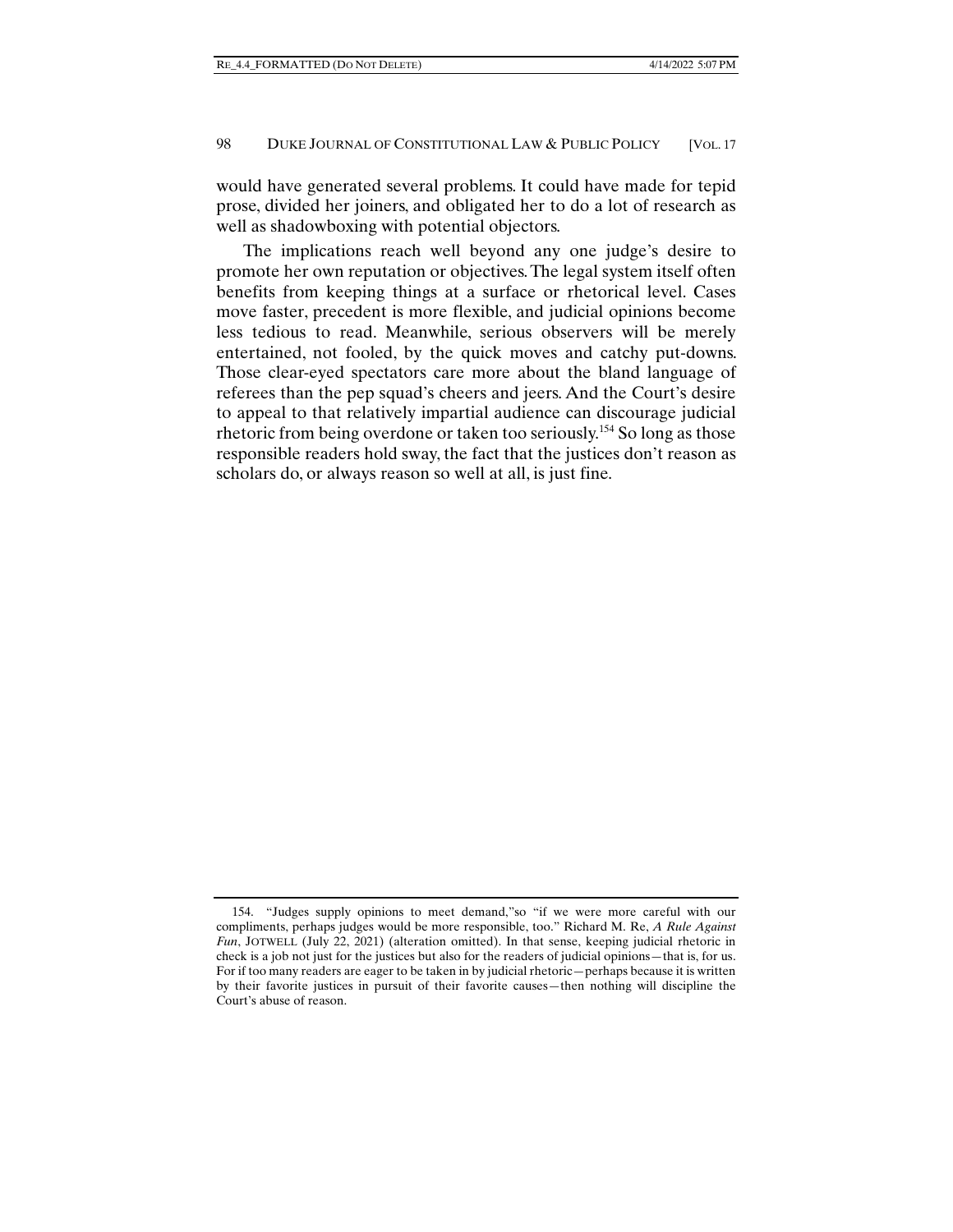would have generated several problems. It could have made for tepid prose, divided her joiners, and obligated her to do a lot of research as well as shadowboxing with potential objectors.

The implications reach well beyond any one judge's desire to promote her own reputation or objectives. The legal system itself often benefits from keeping things at a surface or rhetorical level. Cases move faster, precedent is more flexible, and judicial opinions become less tedious to read. Meanwhile, serious observers will be merely entertained, not fooled, by the quick moves and catchy put-downs. Those clear-eyed spectators care more about the bland language of referees than the pep squad's cheers and jeers. And the Court's desire to appeal to that relatively impartial audience can discourage judicial rhetoric from being overdone or taken too seriously.[154] So long as those responsible readers hold sway, the fact that the justices don't reason as scholars do, or always reason so well at all, is just fine.

---

154. "Judges supply opinions to meet demand,"so "if we were more careful with our compliments, perhaps judges would be more responsible, too." Richard M. Re, *A Rule Against Fun*, JOTWELL (July 22, 2021) (alteration omitted). In that sense, keeping judicial rhetoric in check is a job not just for the justices but also for the readers of judicial opinions—that is, for us. For if too many readers are eager to be taken in by judicial rhetoric—perhaps because it is written by their favorite justices in pursuit of their favorite causes—then nothing will discipline the Court's abuse of reason.